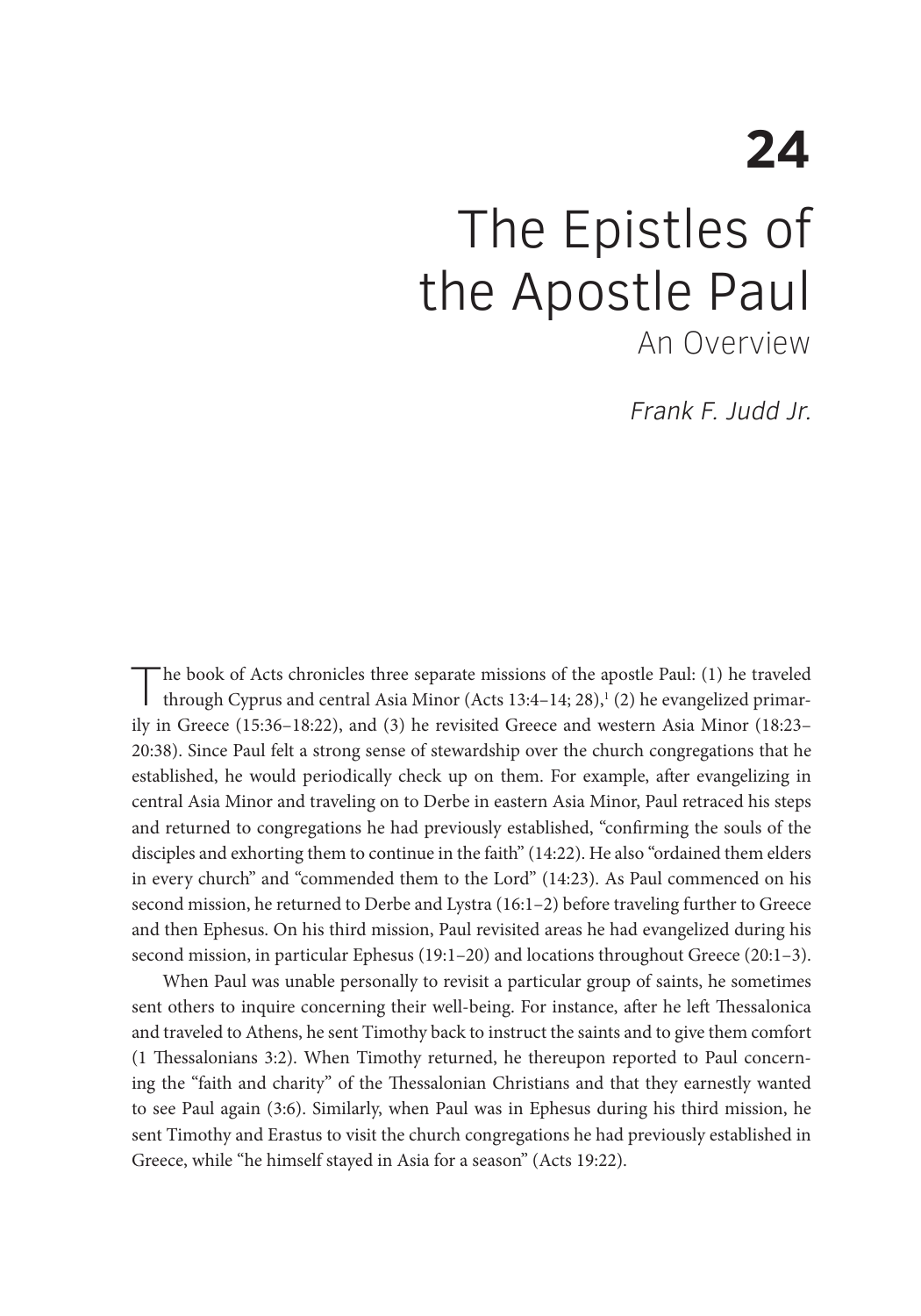# 24

# The Epistles of the Apostle Paul

## An Overview

*Frank F. Judd Jr.*

The book of Acts chronicles three separate missions of the apostle Paul: (1) he traveled through Cyprus and central Asia Minor (Acts 13:4–14; 28),[1] (2) he evangelized primarily in Greece (15:36–18:22), and (3) he revisited Greece and western Asia Minor (18:23–20:38). Since Paul felt a strong sense of stewardship over the church congregations that he established, he would periodically check up on them. For example, after evangelizing in central Asia Minor and traveling on to Derbe in eastern Asia Minor, Paul retraced his steps and returned to congregations he had previously established, "confirming the souls of the disciples and exhorting them to continue in the faith" (14:22). He also "ordained them elders in every church" and "commended them to the Lord" (14:23). As Paul commenced on his second mission, he returned to Derbe and Lystra (16:1–2) before traveling further to Greece and then Ephesus. On his third mission, Paul revisited areas he had evangelized during his second mission, in particular Ephesus (19:1–20) and locations throughout Greece (20:1–3).

When Paul was unable personally to revisit a particular group of saints, he sometimes sent others to inquire concerning their well-being. For instance, after he left Thessalonica and traveled to Athens, he sent Timothy back to instruct the saints and to give them comfort (1 Thessalonians 3:2). When Timothy returned, he thereupon reported to Paul concerning the "faith and charity" of the Thessalonian Christians and that they earnestly wanted to see Paul again (3:6). Similarly, when Paul was in Ephesus during his third mission, he sent Timothy and Erastus to visit the church congregations he had previously established in Greece, while "he himself stayed in Asia for a season" (Acts 19:22).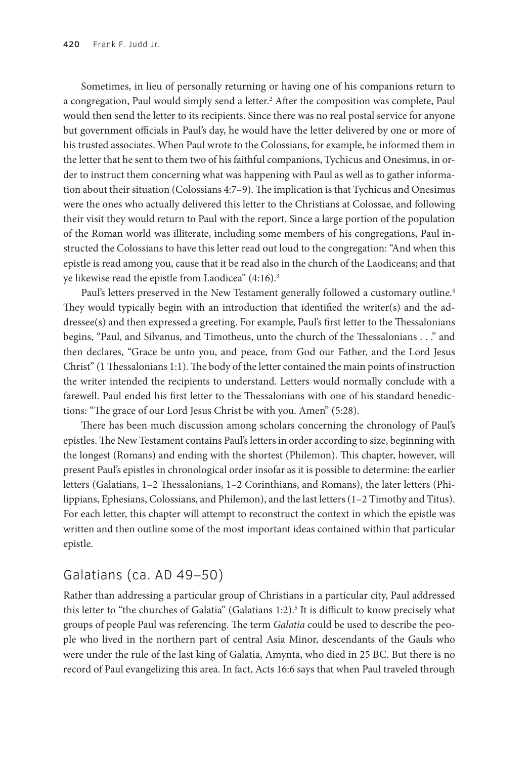Sometimes, in lieu of personally returning or having one of his companions return to a congregation, Paul would simply send a letter.[2] After the composition was complete, Paul would then send the letter to its recipients. Since there was no real postal service for anyone but government officials in Paul's day, he would have the letter delivered by one or more of his trusted associates. When Paul wrote to the Colossians, for example, he informed them in the letter that he sent to them two of his faithful companions, Tychicus and Onesimus, in order to instruct them concerning what was happening with Paul as well as to gather information about their situation (Colossians 4:7–9). The implication is that Tychicus and Onesimus were the ones who actually delivered this letter to the Christians at Colossae, and following their visit they would return to Paul with the report. Since a large portion of the population of the Roman world was illiterate, including some members of his congregations, Paul instructed the Colossians to have this letter read out loud to the congregation: "And when this epistle is read among you, cause that it be read also in the church of the Laodiceans; and that ye likewise read the epistle from Laodicea" (4:16).[3]

Paul's letters preserved in the New Testament generally followed a customary outline.[4] They would typically begin with an introduction that identified the writer(s) and the addressee(s) and then expressed a greeting. For example, Paul's first letter to the Thessalonians begins, "Paul, and Silvanus, and Timotheus, unto the church of the Thessalonians . . ." and then declares, "Grace be unto you, and peace, from God our Father, and the Lord Jesus Christ" (1 Thessalonians 1:1). The body of the letter contained the main points of instruction the writer intended the recipients to understand. Letters would normally conclude with a farewell. Paul ended his first letter to the Thessalonians with one of his standard benedictions: "The grace of our Lord Jesus Christ be with you. Amen" (5:28).

There has been much discussion among scholars concerning the chronology of Paul's epistles. The New Testament contains Paul's letters in order according to size, beginning with the longest (Romans) and ending with the shortest (Philemon). This chapter, however, will present Paul's epistles in chronological order insofar as it is possible to determine: the earlier letters (Galatians, 1–2 Thessalonians, 1–2 Corinthians, and Romans), the later letters (Philippians, Ephesians, Colossians, and Philemon), and the last letters (1–2 Timothy and Titus). For each letter, this chapter will attempt to reconstruct the context in which the epistle was written and then outline some of the most important ideas contained within that particular epistle.

## Galatians (ca. AD 49–50)

Rather than addressing a particular group of Christians in a particular city, Paul addressed this letter to "the churches of Galatia" (Galatians 1:2).[5] It is difficult to know precisely what groups of people Paul was referencing. The term *Galatia* could be used to describe the people who lived in the northern part of central Asia Minor, descendants of the Gauls who were under the rule of the last king of Galatia, Amynta, who died in 25 BC. But there is no record of Paul evangelizing this area. In fact, Acts 16:6 says that when Paul traveled through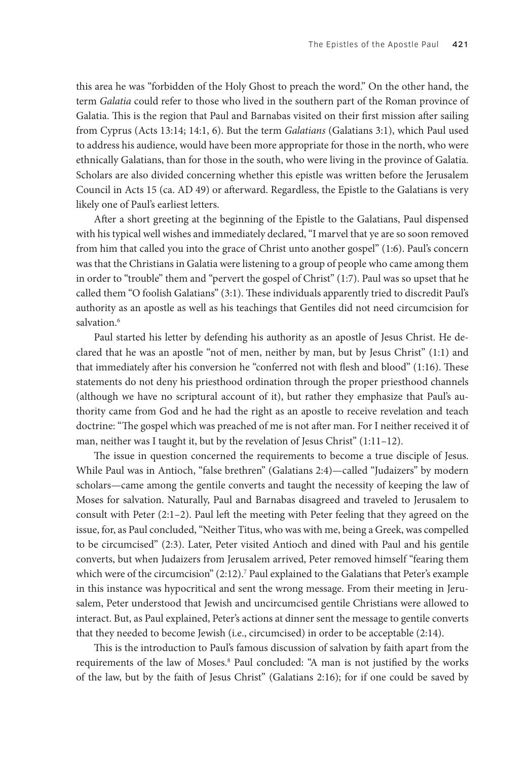this area he was "forbidden of the Holy Ghost to preach the word." On the other hand, the term *Galatia* could refer to those who lived in the southern part of the Roman province of Galatia. This is the region that Paul and Barnabas visited on their first mission after sailing from Cyprus (Acts 13:14; 14:1, 6). But the term *Galatians* (Galatians 3:1), which Paul used to address his audience, would have been more appropriate for those in the north, who were ethnically Galatians, than for those in the south, who were living in the province of Galatia. Scholars are also divided concerning whether this epistle was written before the Jerusalem Council in Acts 15 (ca. AD 49) or afterward. Regardless, the Epistle to the Galatians is very likely one of Paul's earliest letters.

After a short greeting at the beginning of the Epistle to the Galatians, Paul dispensed with his typical well wishes and immediately declared, "I marvel that ye are so soon removed from him that called you into the grace of Christ unto another gospel" (1:6). Paul's concern was that the Christians in Galatia were listening to a group of people who came among them in order to "trouble" them and "pervert the gospel of Christ" (1:7). Paul was so upset that he called them "O foolish Galatians" (3:1). These individuals apparently tried to discredit Paul's authority as an apostle as well as his teachings that Gentiles did not need circumcision for salvation.[6]

Paul started his letter by defending his authority as an apostle of Jesus Christ. He declared that he was an apostle "not of men, neither by man, but by Jesus Christ" (1:1) and that immediately after his conversion he "conferred not with flesh and blood" (1:16). These statements do not deny his priesthood ordination through the proper priesthood channels (although we have no scriptural account of it), but rather they emphasize that Paul's authority came from God and he had the right as an apostle to receive revelation and teach doctrine: "The gospel which was preached of me is not after man. For I neither received it of man, neither was I taught it, but by the revelation of Jesus Christ" (1:11–12).

The issue in question concerned the requirements to become a true disciple of Jesus. While Paul was in Antioch, "false brethren" (Galatians 2:4)—called "Judaizers" by modern scholars—came among the gentile converts and taught the necessity of keeping the law of Moses for salvation. Naturally, Paul and Barnabas disagreed and traveled to Jerusalem to consult with Peter (2:1–2). Paul left the meeting with Peter feeling that they agreed on the issue, for, as Paul concluded, "Neither Titus, who was with me, being a Greek, was compelled to be circumcised" (2:3). Later, Peter visited Antioch and dined with Paul and his gentile converts, but when Judaizers from Jerusalem arrived, Peter removed himself "fearing them which were of the circumcision" (2:12).[7] Paul explained to the Galatians that Peter's example in this instance was hypocritical and sent the wrong message. From their meeting in Jerusalem, Peter understood that Jewish and uncircumcised gentile Christians were allowed to interact. But, as Paul explained, Peter's actions at dinner sent the message to gentile converts that they needed to become Jewish (i.e., circumcised) in order to be acceptable (2:14).

This is the introduction to Paul's famous discussion of salvation by faith apart from the requirements of the law of Moses.[8] Paul concluded: "A man is not justified by the works of the law, but by the faith of Jesus Christ" (Galatians 2:16); for if one could be saved by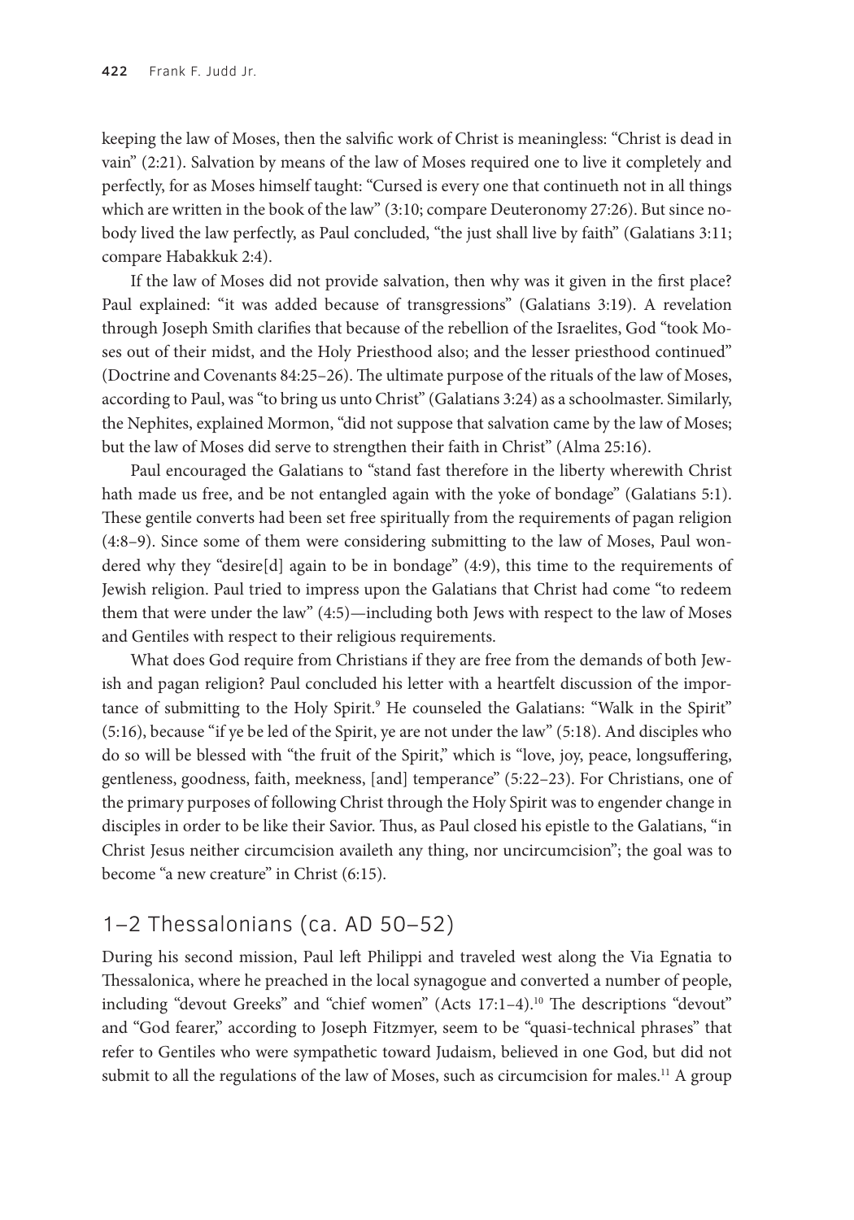keeping the law of Moses, then the salvific work of Christ is meaningless: "Christ is dead in vain" (2:21). Salvation by means of the law of Moses required one to live it completely and perfectly, for as Moses himself taught: "Cursed is every one that continueth not in all things which are written in the book of the law" (3:10; compare Deuteronomy 27:26). But since nobody lived the law perfectly, as Paul concluded, "the just shall live by faith" (Galatians 3:11; compare Habakkuk 2:4).

If the law of Moses did not provide salvation, then why was it given in the first place? Paul explained: "it was added because of transgressions" (Galatians 3:19). A revelation through Joseph Smith clarifies that because of the rebellion of the Israelites, God "took Moses out of their midst, and the Holy Priesthood also; and the lesser priesthood continued" (Doctrine and Covenants 84:25–26). The ultimate purpose of the rituals of the law of Moses, according to Paul, was "to bring us unto Christ" (Galatians 3:24) as a schoolmaster. Similarly, the Nephites, explained Mormon, "did not suppose that salvation came by the law of Moses; but the law of Moses did serve to strengthen their faith in Christ" (Alma 25:16).

Paul encouraged the Galatians to "stand fast therefore in the liberty wherewith Christ hath made us free, and be not entangled again with the yoke of bondage" (Galatians 5:1). These gentile converts had been set free spiritually from the requirements of pagan religion (4:8–9). Since some of them were considering submitting to the law of Moses, Paul wondered why they "desire[d] again to be in bondage" (4:9), this time to the requirements of Jewish religion. Paul tried to impress upon the Galatians that Christ had come "to redeem them that were under the law" (4:5)—including both Jews with respect to the law of Moses and Gentiles with respect to their religious requirements.

What does God require from Christians if they are free from the demands of both Jewish and pagan religion? Paul concluded his letter with a heartfelt discussion of the importance of submitting to the Holy Spirit.[9] He counseled the Galatians: "Walk in the Spirit" (5:16), because "if ye be led of the Spirit, ye are not under the law" (5:18). And disciples who do so will be blessed with "the fruit of the Spirit," which is "love, joy, peace, longsuffering, gentleness, goodness, faith, meekness, [and] temperance" (5:22–23). For Christians, one of the primary purposes of following Christ through the Holy Spirit was to engender change in disciples in order to be like their Savior. Thus, as Paul closed his epistle to the Galatians, "in Christ Jesus neither circumcision availeth any thing, nor uncircumcision"; the goal was to become "a new creature" in Christ (6:15).

## 1–2 Thessalonians (ca. AD 50–52)

During his second mission, Paul left Philippi and traveled west along the Via Egnatia to Thessalonica, where he preached in the local synagogue and converted a number of people, including "devout Greeks" and "chief women" (Acts 17:1–4).[10] The descriptions "devout" and "God fearer," according to Joseph Fitzmyer, seem to be "quasi-technical phrases" that refer to Gentiles who were sympathetic toward Judaism, believed in one God, but did not submit to all the regulations of the law of Moses, such as circumcision for males.[11] A group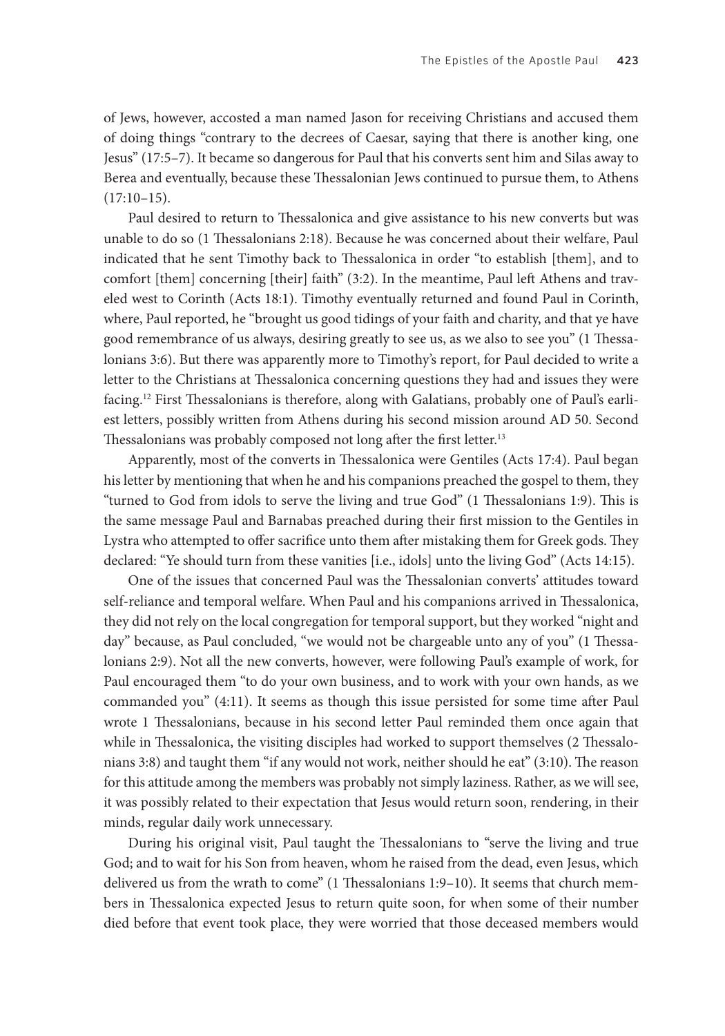of Jews, however, accosted a man named Jason for receiving Christians and accused them of doing things "contrary to the decrees of Caesar, saying that there is another king, one Jesus" (17:5–7). It became so dangerous for Paul that his converts sent him and Silas away to Berea and eventually, because these Thessalonian Jews continued to pursue them, to Athens (17:10–15).

Paul desired to return to Thessalonica and give assistance to his new converts but was unable to do so (1 Thessalonians 2:18). Because he was concerned about their welfare, Paul indicated that he sent Timothy back to Thessalonica in order "to establish [them], and to comfort [them] concerning [their] faith" (3:2). In the meantime, Paul left Athens and traveled west to Corinth (Acts 18:1). Timothy eventually returned and found Paul in Corinth, where, Paul reported, he "brought us good tidings of your faith and charity, and that ye have good remembrance of us always, desiring greatly to see us, as we also to see you" (1 Thessalonians 3:6). But there was apparently more to Timothy's report, for Paul decided to write a letter to the Christians at Thessalonica concerning questions they had and issues they were facing.[12] First Thessalonians is therefore, along with Galatians, probably one of Paul's earliest letters, possibly written from Athens during his second mission around AD 50. Second Thessalonians was probably composed not long after the first letter.[13]

Apparently, most of the converts in Thessalonica were Gentiles (Acts 17:4). Paul began his letter by mentioning that when he and his companions preached the gospel to them, they "turned to God from idols to serve the living and true God" (1 Thessalonians 1:9). This is the same message Paul and Barnabas preached during their first mission to the Gentiles in Lystra who attempted to offer sacrifice unto them after mistaking them for Greek gods. They declared: "Ye should turn from these vanities [i.e., idols] unto the living God" (Acts 14:15).

One of the issues that concerned Paul was the Thessalonian converts' attitudes toward self-reliance and temporal welfare. When Paul and his companions arrived in Thessalonica, they did not rely on the local congregation for temporal support, but they worked "night and day" because, as Paul concluded, "we would not be chargeable unto any of you" (1 Thessalonians 2:9). Not all the new converts, however, were following Paul's example of work, for Paul encouraged them "to do your own business, and to work with your own hands, as we commanded you" (4:11). It seems as though this issue persisted for some time after Paul wrote 1 Thessalonians, because in his second letter Paul reminded them once again that while in Thessalonica, the visiting disciples had worked to support themselves (2 Thessalonians 3:8) and taught them "if any would not work, neither should he eat" (3:10). The reason for this attitude among the members was probably not simply laziness. Rather, as we will see, it was possibly related to their expectation that Jesus would return soon, rendering, in their minds, regular daily work unnecessary.

During his original visit, Paul taught the Thessalonians to "serve the living and true God; and to wait for his Son from heaven, whom he raised from the dead, even Jesus, which delivered us from the wrath to come" (1 Thessalonians 1:9–10). It seems that church members in Thessalonica expected Jesus to return quite soon, for when some of their number died before that event took place, they were worried that those deceased members would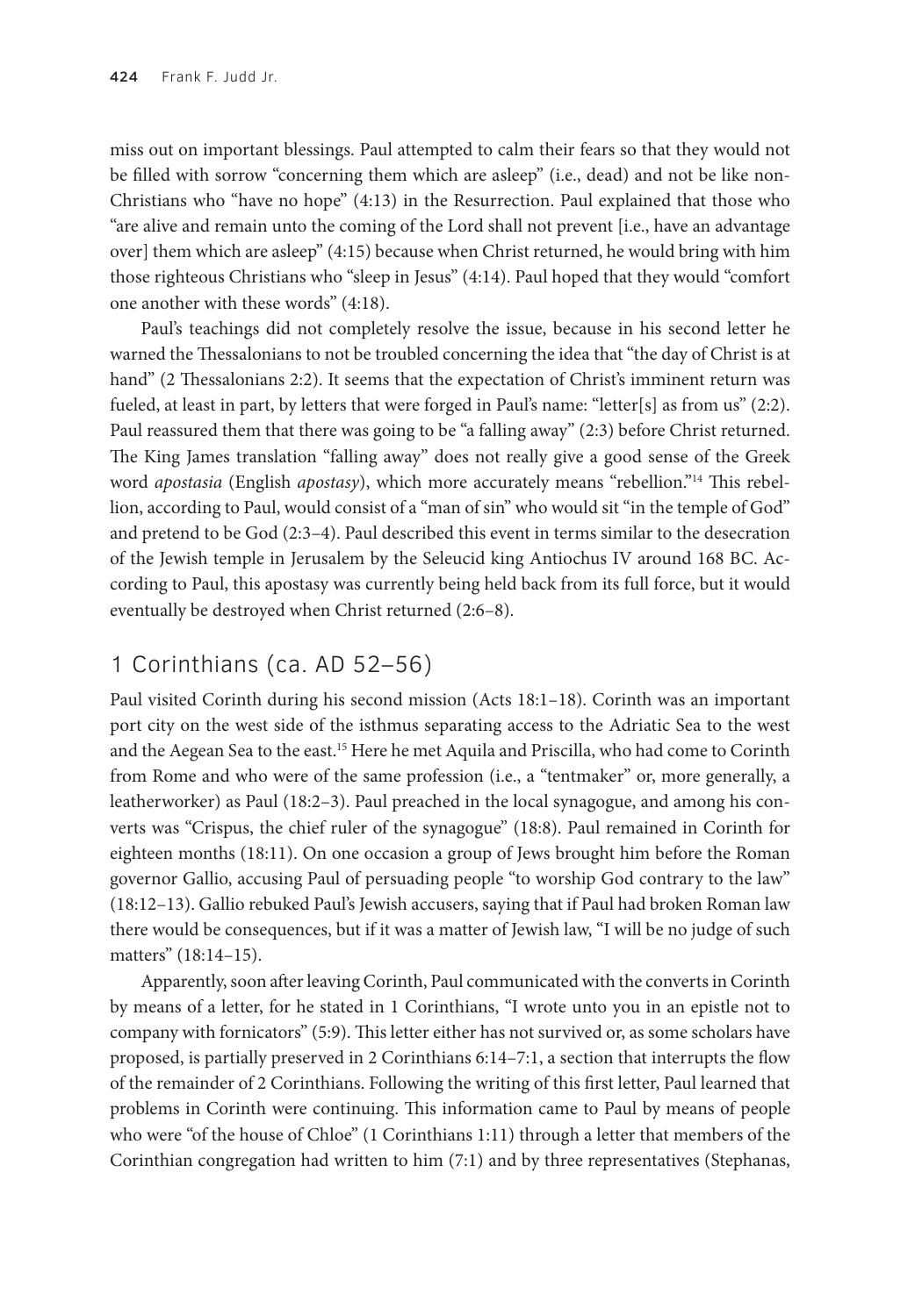miss out on important blessings. Paul attempted to calm their fears so that they would not be filled with sorrow "concerning them which are asleep" (i.e., dead) and not be like non-Christians who "have no hope" (4:13) in the Resurrection. Paul explained that those who "are alive and remain unto the coming of the Lord shall not prevent [i.e., have an advantage over] them which are asleep" (4:15) because when Christ returned, he would bring with him those righteous Christians who "sleep in Jesus" (4:14). Paul hoped that they would "comfort one another with these words" (4:18).

Paul's teachings did not completely resolve the issue, because in his second letter he warned the Thessalonians to not be troubled concerning the idea that "the day of Christ is at hand" (2 Thessalonians 2:2). It seems that the expectation of Christ's imminent return was fueled, at least in part, by letters that were forged in Paul's name: "letter[s] as from us" (2:2). Paul reassured them that there was going to be "a falling away" (2:3) before Christ returned. The King James translation "falling away" does not really give a good sense of the Greek word *apostasia* (English *apostasy*), which more accurately means "rebellion."[14] This rebellion, according to Paul, would consist of a "man of sin" who would sit "in the temple of God" and pretend to be God (2:3–4). Paul described this event in terms similar to the desecration of the Jewish temple in Jerusalem by the Seleucid king Antiochus IV around 168 BC. According to Paul, this apostasy was currently being held back from its full force, but it would eventually be destroyed when Christ returned (2:6–8).

## 1 Corinthians (ca. AD 52–56)

Paul visited Corinth during his second mission (Acts 18:1–18). Corinth was an important port city on the west side of the isthmus separating access to the Adriatic Sea to the west and the Aegean Sea to the east.[15] Here he met Aquila and Priscilla, who had come to Corinth from Rome and who were of the same profession (i.e., a "tentmaker" or, more generally, a leatherworker) as Paul (18:2–3). Paul preached in the local synagogue, and among his converts was "Crispus, the chief ruler of the synagogue" (18:8). Paul remained in Corinth for eighteen months (18:11). On one occasion a group of Jews brought him before the Roman governor Gallio, accusing Paul of persuading people "to worship God contrary to the law" (18:12–13). Gallio rebuked Paul's Jewish accusers, saying that if Paul had broken Roman law there would be consequences, but if it was a matter of Jewish law, "I will be no judge of such matters" (18:14–15).

Apparently, soon after leaving Corinth, Paul communicated with the converts in Corinth by means of a letter, for he stated in 1 Corinthians, "I wrote unto you in an epistle not to company with fornicators" (5:9). This letter either has not survived or, as some scholars have proposed, is partially preserved in 2 Corinthians 6:14–7:1, a section that interrupts the flow of the remainder of 2 Corinthians. Following the writing of this first letter, Paul learned that problems in Corinth were continuing. This information came to Paul by means of people who were "of the house of Chloe" (1 Corinthians 1:11) through a letter that members of the Corinthian congregation had written to him (7:1) and by three representatives (Stephanas,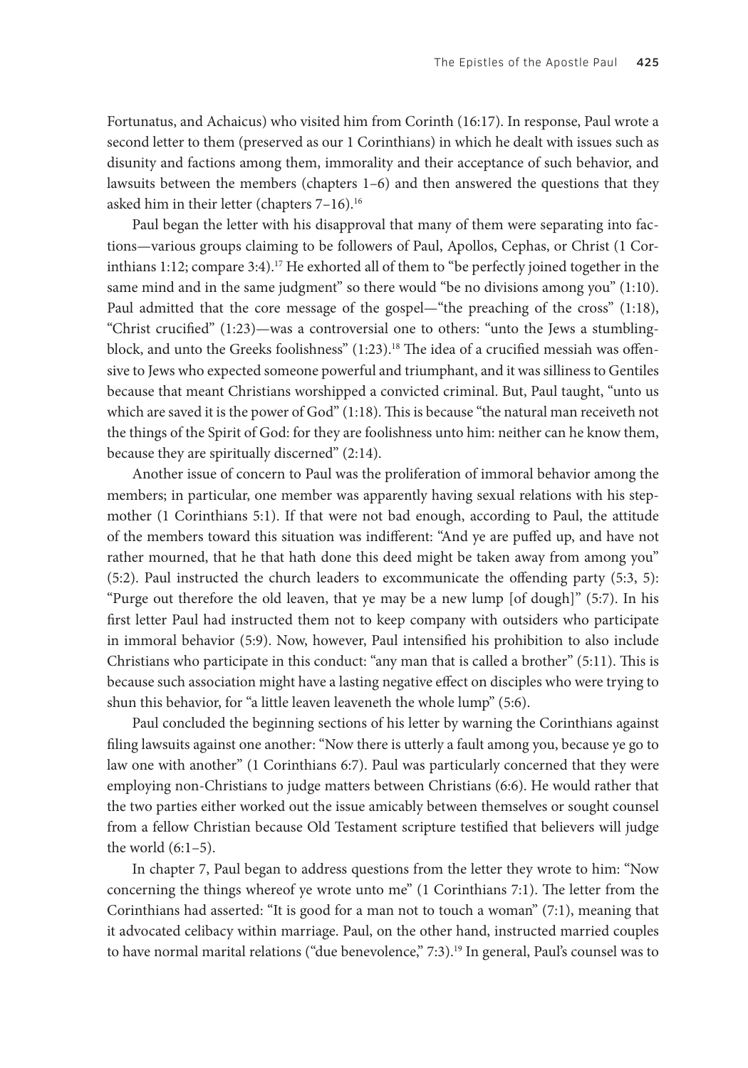Fortunatus, and Achaicus) who visited him from Corinth (16:17). In response, Paul wrote a second letter to them (preserved as our 1 Corinthians) in which he dealt with issues such as disunity and factions among them, immorality and their acceptance of such behavior, and lawsuits between the members (chapters 1–6) and then answered the questions that they asked him in their letter (chapters 7–16).[16]

Paul began the letter with his disapproval that many of them were separating into factions—various groups claiming to be followers of Paul, Apollos, Cephas, or Christ (1 Corinthians 1:12; compare 3:4).[17] He exhorted all of them to "be perfectly joined together in the same mind and in the same judgment" so there would "be no divisions among you" (1:10). Paul admitted that the core message of the gospel—"the preaching of the cross" (1:18), "Christ crucified" (1:23)—was a controversial one to others: "unto the Jews a stumblingblock, and unto the Greeks foolishness" (1:23).[18] The idea of a crucified messiah was offensive to Jews who expected someone powerful and triumphant, and it was silliness to Gentiles because that meant Christians worshipped a convicted criminal. But, Paul taught, "unto us which are saved it is the power of God" (1:18). This is because "the natural man receiveth not the things of the Spirit of God: for they are foolishness unto him: neither can he know them, because they are spiritually discerned" (2:14).

Another issue of concern to Paul was the proliferation of immoral behavior among the members; in particular, one member was apparently having sexual relations with his stepmother (1 Corinthians 5:1). If that were not bad enough, according to Paul, the attitude of the members toward this situation was indifferent: "And ye are puffed up, and have not rather mourned, that he that hath done this deed might be taken away from among you" (5:2). Paul instructed the church leaders to excommunicate the offending party (5:3, 5): "Purge out therefore the old leaven, that ye may be a new lump [of dough]" (5:7). In his first letter Paul had instructed them not to keep company with outsiders who participate in immoral behavior (5:9). Now, however, Paul intensified his prohibition to also include Christians who participate in this conduct: "any man that is called a brother" (5:11). This is because such association might have a lasting negative effect on disciples who were trying to shun this behavior, for "a little leaven leaveneth the whole lump" (5:6).

Paul concluded the beginning sections of his letter by warning the Corinthians against filing lawsuits against one another: "Now there is utterly a fault among you, because ye go to law one with another" (1 Corinthians 6:7). Paul was particularly concerned that they were employing non-Christians to judge matters between Christians (6:6). He would rather that the two parties either worked out the issue amicably between themselves or sought counsel from a fellow Christian because Old Testament scripture testified that believers will judge the world (6:1–5).

In chapter 7, Paul began to address questions from the letter they wrote to him: "Now concerning the things whereof ye wrote unto me" (1 Corinthians 7:1). The letter from the Corinthians had asserted: "It is good for a man not to touch a woman" (7:1), meaning that it advocated celibacy within marriage. Paul, on the other hand, instructed married couples to have normal marital relations ("due benevolence," 7:3).[19] In general, Paul's counsel was to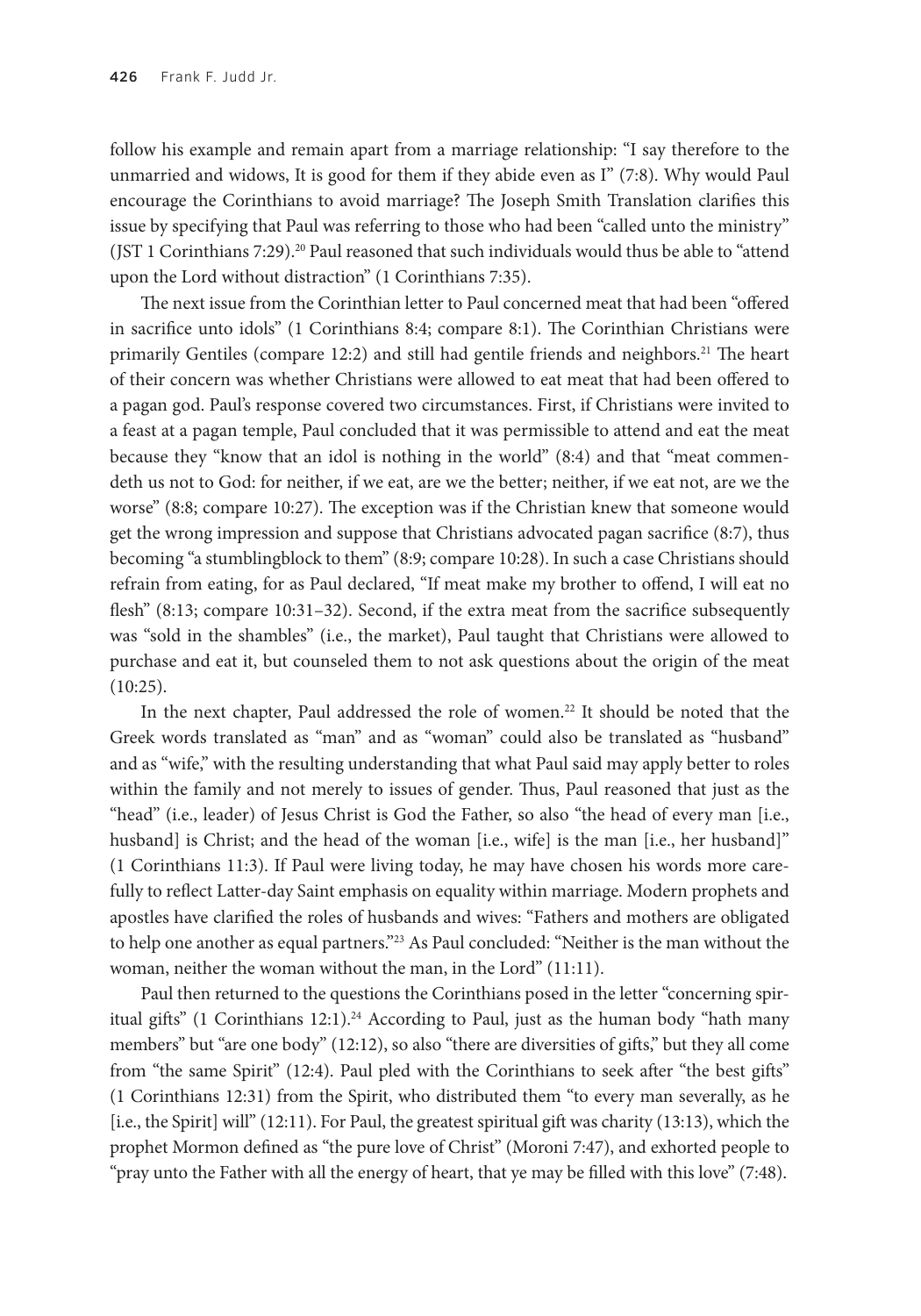follow his example and remain apart from a marriage relationship: "I say therefore to the unmarried and widows, It is good for them if they abide even as I" (7:8). Why would Paul encourage the Corinthians to avoid marriage? The Joseph Smith Translation clarifies this issue by specifying that Paul was referring to those who had been "called unto the ministry" (JST 1 Corinthians 7:29).[20] Paul reasoned that such individuals would thus be able to "attend upon the Lord without distraction" (1 Corinthians 7:35).

The next issue from the Corinthian letter to Paul concerned meat that had been "offered in sacrifice unto idols" (1 Corinthians 8:4; compare 8:1). The Corinthian Christians were primarily Gentiles (compare 12:2) and still had gentile friends and neighbors.[21] The heart of their concern was whether Christians were allowed to eat meat that had been offered to a pagan god. Paul's response covered two circumstances. First, if Christians were invited to a feast at a pagan temple, Paul concluded that it was permissible to attend and eat the meat because they "know that an idol is nothing in the world" (8:4) and that "meat commendeth us not to God: for neither, if we eat, are we the better; neither, if we eat not, are we the worse" (8:8; compare 10:27). The exception was if the Christian knew that someone would get the wrong impression and suppose that Christians advocated pagan sacrifice (8:7), thus becoming "a stumblingblock to them" (8:9; compare 10:28). In such a case Christians should refrain from eating, for as Paul declared, "If meat make my brother to offend, I will eat no flesh" (8:13; compare 10:31–32). Second, if the extra meat from the sacrifice subsequently was "sold in the shambles" (i.e., the market), Paul taught that Christians were allowed to purchase and eat it, but counseled them to not ask questions about the origin of the meat (10:25).

In the next chapter, Paul addressed the role of women.[22] It should be noted that the Greek words translated as "man" and as "woman" could also be translated as "husband" and as "wife," with the resulting understanding that what Paul said may apply better to roles within the family and not merely to issues of gender. Thus, Paul reasoned that just as the "head" (i.e., leader) of Jesus Christ is God the Father, so also "the head of every man [i.e., husband] is Christ; and the head of the woman [i.e., wife] is the man [i.e., her husband]" (1 Corinthians 11:3). If Paul were living today, he may have chosen his words more carefully to reflect Latter-day Saint emphasis on equality within marriage. Modern prophets and apostles have clarified the roles of husbands and wives: "Fathers and mothers are obligated to help one another as equal partners."[23] As Paul concluded: "Neither is the man without the woman, neither the woman without the man, in the Lord" (11:11).

Paul then returned to the questions the Corinthians posed in the letter "concerning spiritual gifts" (1 Corinthians 12:1).[24] According to Paul, just as the human body "hath many members" but "are one body" (12:12), so also "there are diversities of gifts," but they all come from "the same Spirit" (12:4). Paul pled with the Corinthians to seek after "the best gifts" (1 Corinthians 12:31) from the Spirit, who distributed them "to every man severally, as he [i.e., the Spirit] will" (12:11). For Paul, the greatest spiritual gift was charity (13:13), which the prophet Mormon defined as "the pure love of Christ" (Moroni 7:47), and exhorted people to "pray unto the Father with all the energy of heart, that ye may be filled with this love" (7:48).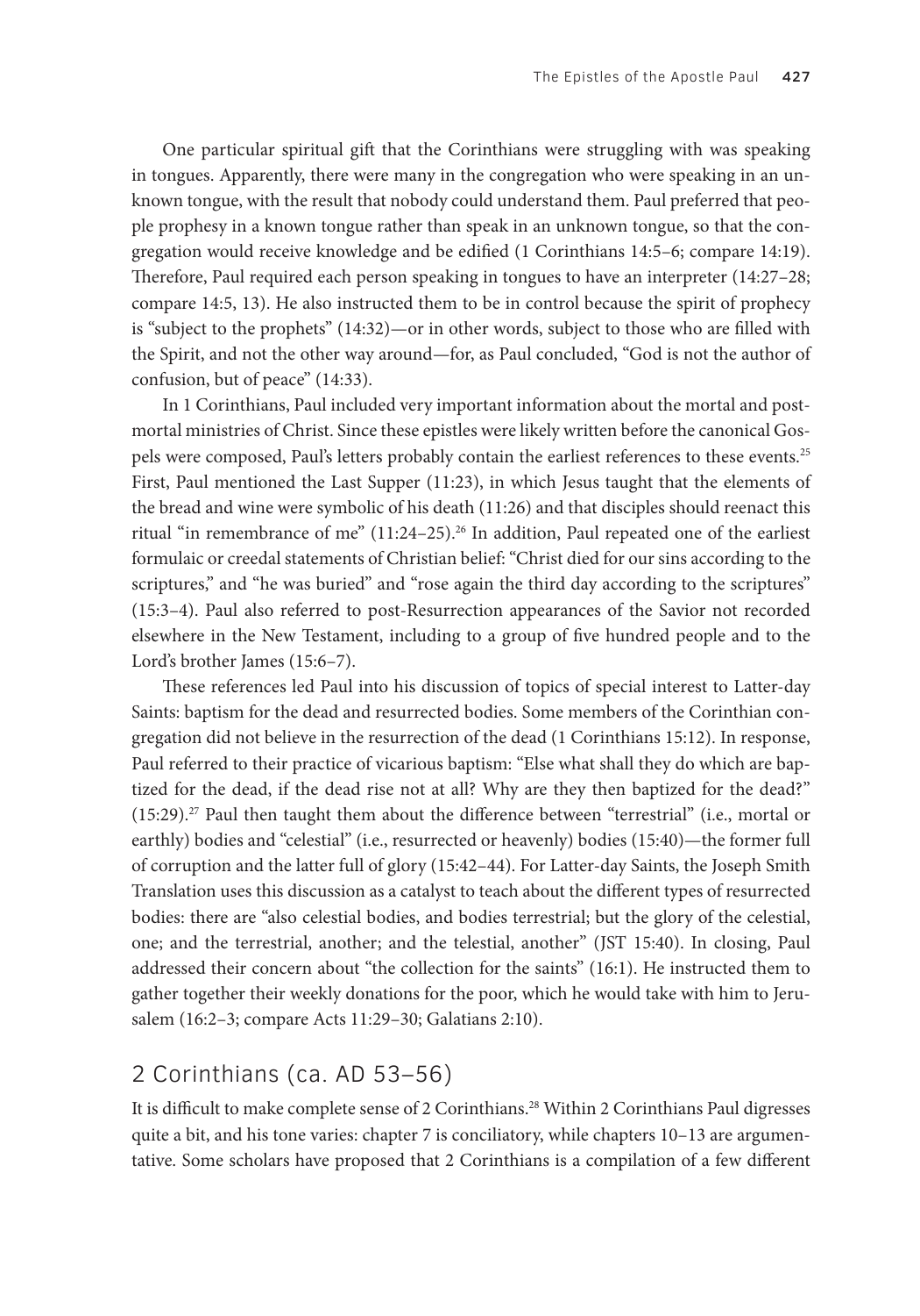One particular spiritual gift that the Corinthians were struggling with was speaking in tongues. Apparently, there were many in the congregation who were speaking in an unknown tongue, with the result that nobody could understand them. Paul preferred that people prophesy in a known tongue rather than speak in an unknown tongue, so that the congregation would receive knowledge and be edified (1 Corinthians 14:5–6; compare 14:19). Therefore, Paul required each person speaking in tongues to have an interpreter (14:27–28; compare 14:5, 13). He also instructed them to be in control because the spirit of prophecy is "subject to the prophets" (14:32)—or in other words, subject to those who are filled with the Spirit, and not the other way around—for, as Paul concluded, "God is not the author of confusion, but of peace" (14:33).

In 1 Corinthians, Paul included very important information about the mortal and postmortal ministries of Christ. Since these epistles were likely written before the canonical Gospels were composed, Paul's letters probably contain the earliest references to these events.[25] First, Paul mentioned the Last Supper (11:23), in which Jesus taught that the elements of the bread and wine were symbolic of his death (11:26) and that disciples should reenact this ritual "in remembrance of me" (11:24–25).[26] In addition, Paul repeated one of the earliest formulaic or creedal statements of Christian belief: "Christ died for our sins according to the scriptures," and "he was buried" and "rose again the third day according to the scriptures" (15:3–4). Paul also referred to post-Resurrection appearances of the Savior not recorded elsewhere in the New Testament, including to a group of five hundred people and to the Lord's brother James (15:6–7).

These references led Paul into his discussion of topics of special interest to Latter-day Saints: baptism for the dead and resurrected bodies. Some members of the Corinthian congregation did not believe in the resurrection of the dead (1 Corinthians 15:12). In response, Paul referred to their practice of vicarious baptism: "Else what shall they do which are baptized for the dead, if the dead rise not at all? Why are they then baptized for the dead?" (15:29).[27] Paul then taught them about the difference between "terrestrial" (i.e., mortal or earthly) bodies and "celestial" (i.e., resurrected or heavenly) bodies (15:40)—the former full of corruption and the latter full of glory (15:42–44). For Latter-day Saints, the Joseph Smith Translation uses this discussion as a catalyst to teach about the different types of resurrected bodies: there are "also celestial bodies, and bodies terrestrial; but the glory of the celestial, one; and the terrestrial, another; and the telestial, another" (JST 15:40). In closing, Paul addressed their concern about "the collection for the saints" (16:1). He instructed them to gather together their weekly donations for the poor, which he would take with him to Jerusalem (16:2–3; compare Acts 11:29–30; Galatians 2:10).

## 2 Corinthians (ca. AD 53–56)

It is difficult to make complete sense of 2 Corinthians.[28] Within 2 Corinthians Paul digresses quite a bit, and his tone varies: chapter 7 is conciliatory, while chapters 10–13 are argumentative. Some scholars have proposed that 2 Corinthians is a compilation of a few different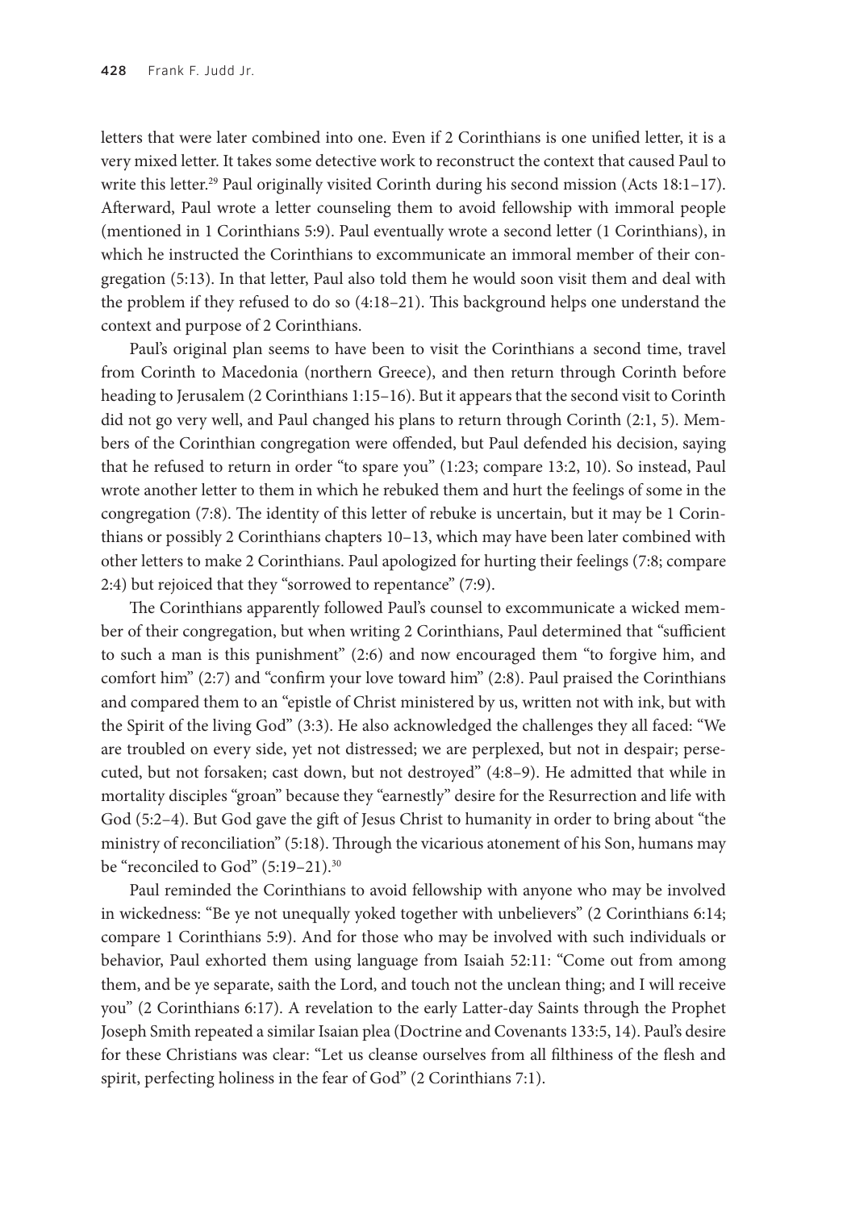letters that were later combined into one. Even if 2 Corinthians is one unified letter, it is a very mixed letter. It takes some detective work to reconstruct the context that caused Paul to write this letter.[29] Paul originally visited Corinth during his second mission (Acts 18:1–17). Afterward, Paul wrote a letter counseling them to avoid fellowship with immoral people (mentioned in 1 Corinthians 5:9). Paul eventually wrote a second letter (1 Corinthians), in which he instructed the Corinthians to excommunicate an immoral member of their congregation (5:13). In that letter, Paul also told them he would soon visit them and deal with the problem if they refused to do so (4:18–21). This background helps one understand the context and purpose of 2 Corinthians.

Paul's original plan seems to have been to visit the Corinthians a second time, travel from Corinth to Macedonia (northern Greece), and then return through Corinth before heading to Jerusalem (2 Corinthians 1:15–16). But it appears that the second visit to Corinth did not go very well, and Paul changed his plans to return through Corinth (2:1, 5). Members of the Corinthian congregation were offended, but Paul defended his decision, saying that he refused to return in order "to spare you" (1:23; compare 13:2, 10). So instead, Paul wrote another letter to them in which he rebuked them and hurt the feelings of some in the congregation (7:8). The identity of this letter of rebuke is uncertain, but it may be 1 Corinthians or possibly 2 Corinthians chapters 10–13, which may have been later combined with other letters to make 2 Corinthians. Paul apologized for hurting their feelings (7:8; compare 2:4) but rejoiced that they "sorrowed to repentance" (7:9).

The Corinthians apparently followed Paul's counsel to excommunicate a wicked member of their congregation, but when writing 2 Corinthians, Paul determined that "sufficient to such a man is this punishment" (2:6) and now encouraged them "to forgive him, and comfort him" (2:7) and "confirm your love toward him" (2:8). Paul praised the Corinthians and compared them to an "epistle of Christ ministered by us, written not with ink, but with the Spirit of the living God" (3:3). He also acknowledged the challenges they all faced: "We are troubled on every side, yet not distressed; we are perplexed, but not in despair; persecuted, but not forsaken; cast down, but not destroyed" (4:8–9). He admitted that while in mortality disciples "groan" because they "earnestly" desire for the Resurrection and life with God (5:2–4). But God gave the gift of Jesus Christ to humanity in order to bring about "the ministry of reconciliation" (5:18). Through the vicarious atonement of his Son, humans may be "reconciled to God" (5:19–21).[30]

Paul reminded the Corinthians to avoid fellowship with anyone who may be involved in wickedness: "Be ye not unequally yoked together with unbelievers" (2 Corinthians 6:14; compare 1 Corinthians 5:9). And for those who may be involved with such individuals or behavior, Paul exhorted them using language from Isaiah 52:11: "Come out from among them, and be ye separate, saith the Lord, and touch not the unclean thing; and I will receive you" (2 Corinthians 6:17). A revelation to the early Latter-day Saints through the Prophet Joseph Smith repeated a similar Isaian plea (Doctrine and Covenants 133:5, 14). Paul's desire for these Christians was clear: "Let us cleanse ourselves from all filthiness of the flesh and spirit, perfecting holiness in the fear of God" (2 Corinthians 7:1).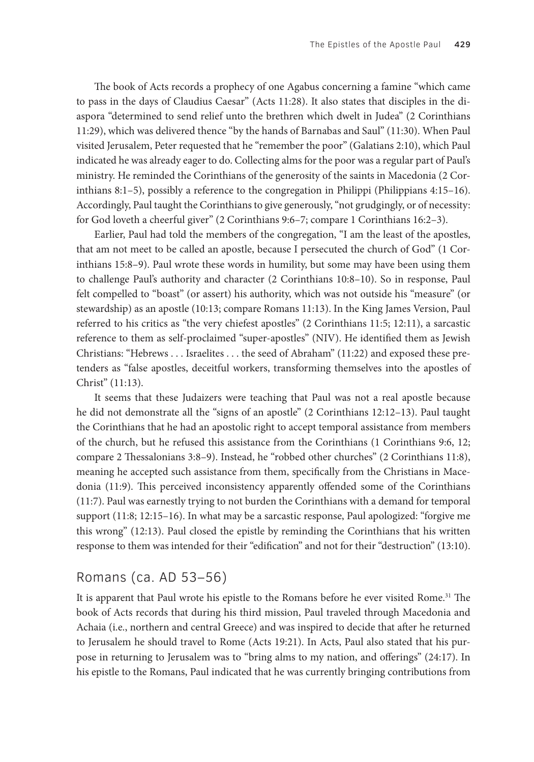The book of Acts records a prophecy of one Agabus concerning a famine "which came to pass in the days of Claudius Caesar" (Acts 11:28). It also states that disciples in the diaspora "determined to send relief unto the brethren which dwelt in Judea" (2 Corinthians 11:29), which was delivered thence "by the hands of Barnabas and Saul" (11:30). When Paul visited Jerusalem, Peter requested that he "remember the poor" (Galatians 2:10), which Paul indicated he was already eager to do. Collecting alms for the poor was a regular part of Paul's ministry. He reminded the Corinthians of the generosity of the saints in Macedonia (2 Corinthians 8:1–5), possibly a reference to the congregation in Philippi (Philippians 4:15–16). Accordingly, Paul taught the Corinthians to give generously, "not grudgingly, or of necessity: for God loveth a cheerful giver" (2 Corinthians 9:6–7; compare 1 Corinthians 16:2–3).

Earlier, Paul had told the members of the congregation, "I am the least of the apostles, that am not meet to be called an apostle, because I persecuted the church of God" (1 Corinthians 15:8–9). Paul wrote these words in humility, but some may have been using them to challenge Paul's authority and character (2 Corinthians 10:8–10). So in response, Paul felt compelled to "boast" (or assert) his authority, which was not outside his "measure" (or stewardship) as an apostle (10:13; compare Romans 11:13). In the King James Version, Paul referred to his critics as "the very chiefest apostles" (2 Corinthians 11:5; 12:11), a sarcastic reference to them as self-proclaimed "super-apostles" (NIV). He identified them as Jewish Christians: "Hebrews . . . Israelites . . . the seed of Abraham" (11:22) and exposed these pretenders as "false apostles, deceitful workers, transforming themselves into the apostles of Christ" (11:13).

It seems that these Judaizers were teaching that Paul was not a real apostle because he did not demonstrate all the "signs of an apostle" (2 Corinthians 12:12–13). Paul taught the Corinthians that he had an apostolic right to accept temporal assistance from members of the church, but he refused this assistance from the Corinthians (1 Corinthians 9:6, 12; compare 2 Thessalonians 3:8–9). Instead, he "robbed other churches" (2 Corinthians 11:8), meaning he accepted such assistance from them, specifically from the Christians in Macedonia (11:9). This perceived inconsistency apparently offended some of the Corinthians (11:7). Paul was earnestly trying to not burden the Corinthians with a demand for temporal support (11:8; 12:15–16). In what may be a sarcastic response, Paul apologized: "forgive me this wrong" (12:13). Paul closed the epistle by reminding the Corinthians that his written response to them was intended for their "edification" and not for their "destruction" (13:10).

## Romans (ca. AD 53–56)

It is apparent that Paul wrote his epistle to the Romans before he ever visited Rome.[31] The book of Acts records that during his third mission, Paul traveled through Macedonia and Achaia (i.e., northern and central Greece) and was inspired to decide that after he returned to Jerusalem he should travel to Rome (Acts 19:21). In Acts, Paul also stated that his purpose in returning to Jerusalem was to "bring alms to my nation, and offerings" (24:17). In his epistle to the Romans, Paul indicated that he was currently bringing contributions from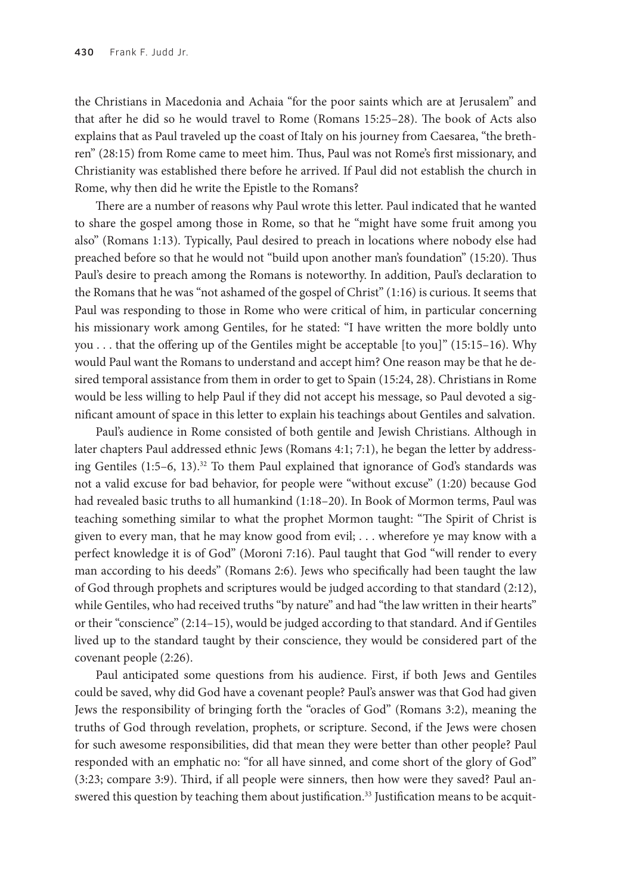the Christians in Macedonia and Achaia "for the poor saints which are at Jerusalem" and that after he did so he would travel to Rome (Romans 15:25–28). The book of Acts also explains that as Paul traveled up the coast of Italy on his journey from Caesarea, "the brethren" (28:15) from Rome came to meet him. Thus, Paul was not Rome's first missionary, and Christianity was established there before he arrived. If Paul did not establish the church in Rome, why then did he write the Epistle to the Romans?

There are a number of reasons why Paul wrote this letter. Paul indicated that he wanted to share the gospel among those in Rome, so that he "might have some fruit among you also" (Romans 1:13). Typically, Paul desired to preach in locations where nobody else had preached before so that he would not "build upon another man's foundation" (15:20). Thus Paul's desire to preach among the Romans is noteworthy. In addition, Paul's declaration to the Romans that he was "not ashamed of the gospel of Christ" (1:16) is curious. It seems that Paul was responding to those in Rome who were critical of him, in particular concerning his missionary work among Gentiles, for he stated: "I have written the more boldly unto you . . . that the offering up of the Gentiles might be acceptable [to you]" (15:15–16). Why would Paul want the Romans to understand and accept him? One reason may be that he desired temporal assistance from them in order to get to Spain (15:24, 28). Christians in Rome would be less willing to help Paul if they did not accept his message, so Paul devoted a significant amount of space in this letter to explain his teachings about Gentiles and salvation.

Paul's audience in Rome consisted of both gentile and Jewish Christians. Although in later chapters Paul addressed ethnic Jews (Romans 4:1; 7:1), he began the letter by addressing Gentiles (1:5–6, 13).[32] To them Paul explained that ignorance of God's standards was not a valid excuse for bad behavior, for people were "without excuse" (1:20) because God had revealed basic truths to all humankind (1:18–20). In Book of Mormon terms, Paul was teaching something similar to what the prophet Mormon taught: "The Spirit of Christ is given to every man, that he may know good from evil; . . . wherefore ye may know with a perfect knowledge it is of God" (Moroni 7:16). Paul taught that God "will render to every man according to his deeds" (Romans 2:6). Jews who specifically had been taught the law of God through prophets and scriptures would be judged according to that standard (2:12), while Gentiles, who had received truths "by nature" and had "the law written in their hearts" or their "conscience" (2:14–15), would be judged according to that standard. And if Gentiles lived up to the standard taught by their conscience, they would be considered part of the covenant people (2:26).

Paul anticipated some questions from his audience. First, if both Jews and Gentiles could be saved, why did God have a covenant people? Paul's answer was that God had given Jews the responsibility of bringing forth the "oracles of God" (Romans 3:2), meaning the truths of God through revelation, prophets, or scripture. Second, if the Jews were chosen for such awesome responsibilities, did that mean they were better than other people? Paul responded with an emphatic no: "for all have sinned, and come short of the glory of God" (3:23; compare 3:9). Third, if all people were sinners, then how were they saved? Paul answered this question by teaching them about justification.[33] Justification means to be acquit-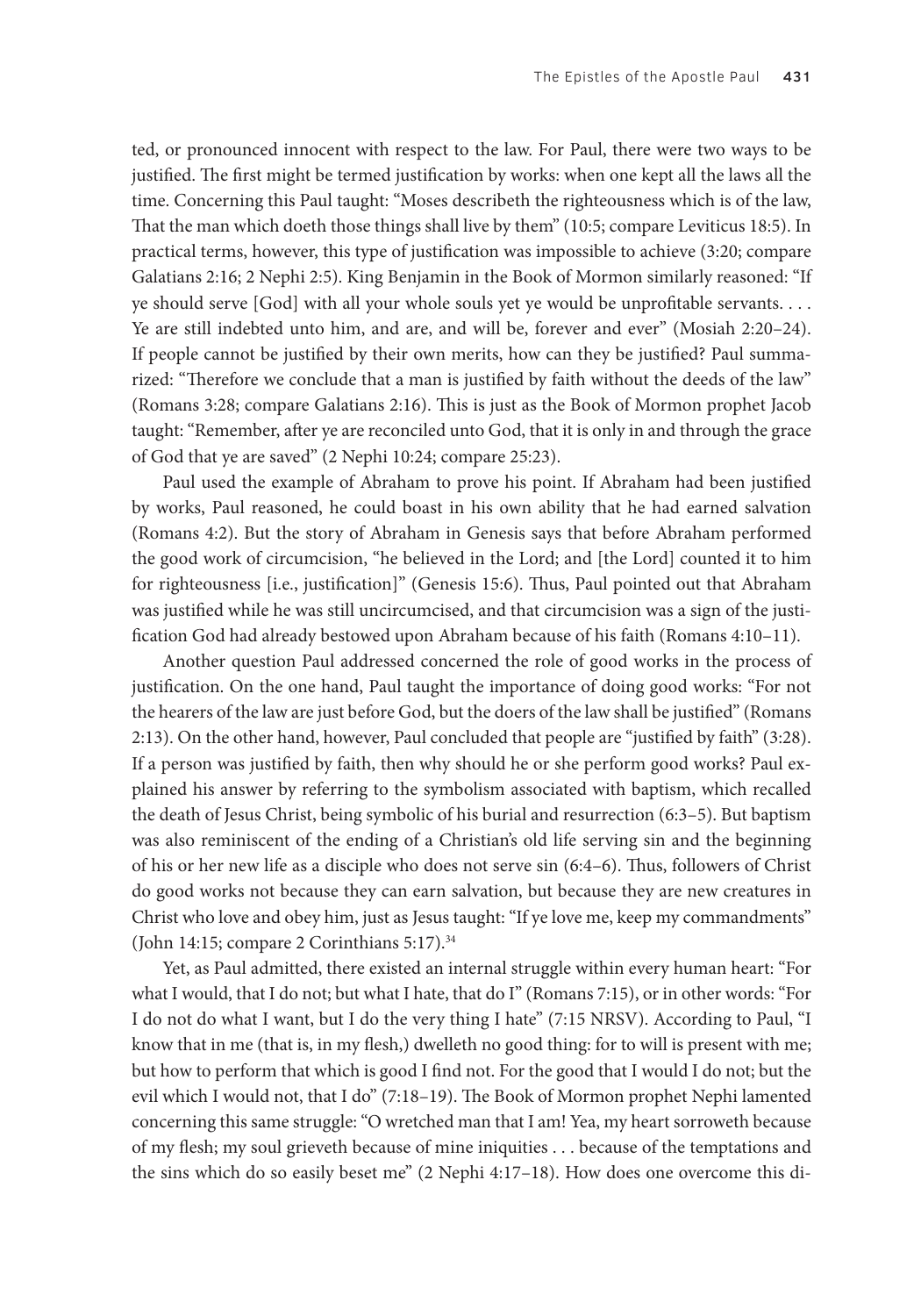ted, or pronounced innocent with respect to the law. For Paul, there were two ways to be justified. The first might be termed justification by works: when one kept all the laws all the time. Concerning this Paul taught: "Moses describeth the righteousness which is of the law, That the man which doeth those things shall live by them" (10:5; compare Leviticus 18:5). In practical terms, however, this type of justification was impossible to achieve (3:20; compare Galatians 2:16; 2 Nephi 2:5). King Benjamin in the Book of Mormon similarly reasoned: "If ye should serve [God] with all your whole souls yet ye would be unprofitable servants. . . . Ye are still indebted unto him, and are, and will be, forever and ever" (Mosiah 2:20–24). If people cannot be justified by their own merits, how can they be justified? Paul summarized: "Therefore we conclude that a man is justified by faith without the deeds of the law" (Romans 3:28; compare Galatians 2:16). This is just as the Book of Mormon prophet Jacob taught: "Remember, after ye are reconciled unto God, that it is only in and through the grace of God that ye are saved" (2 Nephi 10:24; compare 25:23).

Paul used the example of Abraham to prove his point. If Abraham had been justified by works, Paul reasoned, he could boast in his own ability that he had earned salvation (Romans 4:2). But the story of Abraham in Genesis says that before Abraham performed the good work of circumcision, "he believed in the Lord; and [the Lord] counted it to him for righteousness [i.e., justification]" (Genesis 15:6). Thus, Paul pointed out that Abraham was justified while he was still uncircumcised, and that circumcision was a sign of the justification God had already bestowed upon Abraham because of his faith (Romans 4:10–11).

Another question Paul addressed concerned the role of good works in the process of justification. On the one hand, Paul taught the importance of doing good works: "For not the hearers of the law are just before God, but the doers of the law shall be justified" (Romans 2:13). On the other hand, however, Paul concluded that people are "justified by faith" (3:28). If a person was justified by faith, then why should he or she perform good works? Paul explained his answer by referring to the symbolism associated with baptism, which recalled the death of Jesus Christ, being symbolic of his burial and resurrection (6:3–5). But baptism was also reminiscent of the ending of a Christian's old life serving sin and the beginning of his or her new life as a disciple who does not serve sin (6:4–6). Thus, followers of Christ do good works not because they can earn salvation, but because they are new creatures in Christ who love and obey him, just as Jesus taught: "If ye love me, keep my commandments" (John 14:15; compare 2 Corinthians 5:17).[34]

Yet, as Paul admitted, there existed an internal struggle within every human heart: "For what I would, that I do not; but what I hate, that do I" (Romans 7:15), or in other words: "For I do not do what I want, but I do the very thing I hate" (7:15 NRSV). According to Paul, "I know that in me (that is, in my flesh,) dwelleth no good thing: for to will is present with me; but how to perform that which is good I find not. For the good that I would I do not; but the evil which I would not, that I do" (7:18–19). The Book of Mormon prophet Nephi lamented concerning this same struggle: "O wretched man that I am! Yea, my heart sorroweth because of my flesh; my soul grieveth because of mine iniquities . . . because of the temptations and the sins which do so easily beset me" (2 Nephi 4:17–18). How does one overcome this di-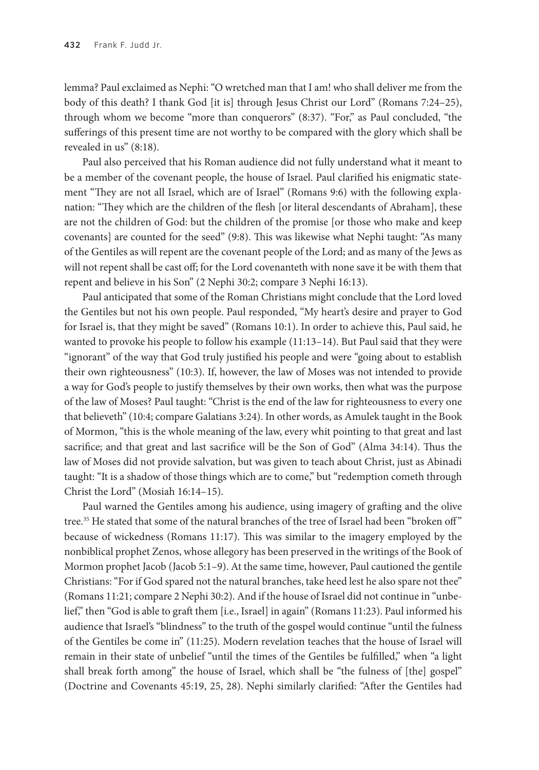lemma? Paul exclaimed as Nephi: "O wretched man that I am! who shall deliver me from the body of this death? I thank God [it is] through Jesus Christ our Lord" (Romans 7:24–25), through whom we become "more than conquerors" (8:37). "For," as Paul concluded, "the sufferings of this present time are not worthy to be compared with the glory which shall be revealed in us" (8:18).

Paul also perceived that his Roman audience did not fully understand what it meant to be a member of the covenant people, the house of Israel. Paul clarified his enigmatic statement "They are not all Israel, which are of Israel" (Romans 9:6) with the following explanation: "They which are the children of the flesh [or literal descendants of Abraham], these are not the children of God: but the children of the promise [or those who make and keep covenants] are counted for the seed" (9:8). This was likewise what Nephi taught: "As many of the Gentiles as will repent are the covenant people of the Lord; and as many of the Jews as will not repent shall be cast off; for the Lord covenanteth with none save it be with them that repent and believe in his Son" (2 Nephi 30:2; compare 3 Nephi 16:13).

Paul anticipated that some of the Roman Christians might conclude that the Lord loved the Gentiles but not his own people. Paul responded, "My heart's desire and prayer to God for Israel is, that they might be saved" (Romans 10:1). In order to achieve this, Paul said, he wanted to provoke his people to follow his example (11:13–14). But Paul said that they were "ignorant" of the way that God truly justified his people and were "going about to establish their own righteousness" (10:3). If, however, the law of Moses was not intended to provide a way for God's people to justify themselves by their own works, then what was the purpose of the law of Moses? Paul taught: "Christ is the end of the law for righteousness to every one that believeth" (10:4; compare Galatians 3:24). In other words, as Amulek taught in the Book of Mormon, "this is the whole meaning of the law, every whit pointing to that great and last sacrifice; and that great and last sacrifice will be the Son of God" (Alma 34:14). Thus the law of Moses did not provide salvation, but was given to teach about Christ, just as Abinadi taught: "It is a shadow of those things which are to come," but "redemption cometh through Christ the Lord" (Mosiah 16:14–15).

Paul warned the Gentiles among his audience, using imagery of grafting and the olive tree.[35] He stated that some of the natural branches of the tree of Israel had been "broken off" because of wickedness (Romans 11:17). This was similar to the imagery employed by the nonbiblical prophet Zenos, whose allegory has been preserved in the writings of the Book of Mormon prophet Jacob (Jacob 5:1–9). At the same time, however, Paul cautioned the gentile Christians: "For if God spared not the natural branches, take heed lest he also spare not thee" (Romans 11:21; compare 2 Nephi 30:2). And if the house of Israel did not continue in "unbelief," then "God is able to graft them [i.e., Israel] in again" (Romans 11:23). Paul informed his audience that Israel's "blindness" to the truth of the gospel would continue "until the fulness of the Gentiles be come in" (11:25). Modern revelation teaches that the house of Israel will remain in their state of unbelief "until the times of the Gentiles be fulfilled," when "a light shall break forth among" the house of Israel, which shall be "the fulness of [the] gospel" (Doctrine and Covenants 45:19, 25, 28). Nephi similarly clarified: "After the Gentiles had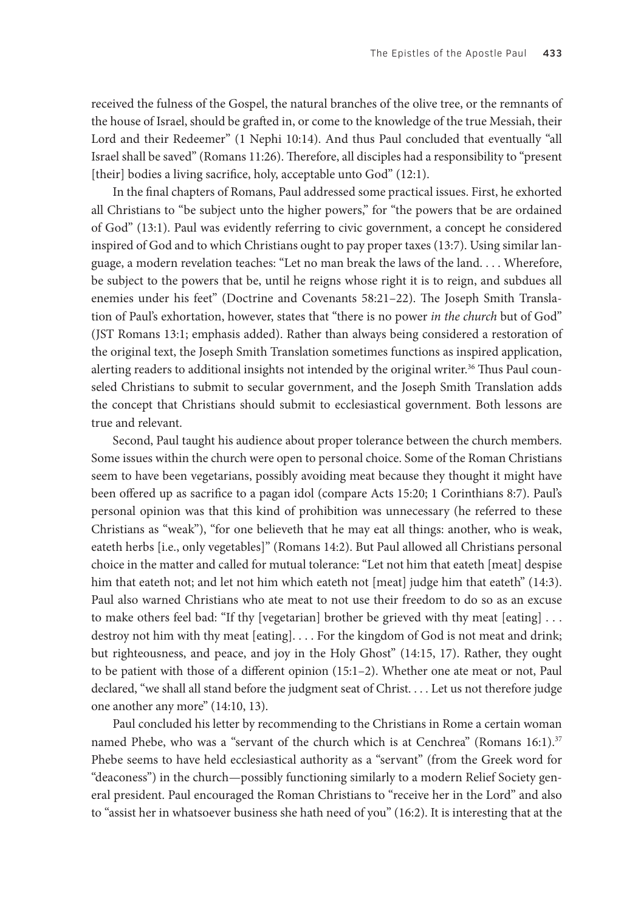received the fulness of the Gospel, the natural branches of the olive tree, or the remnants of the house of Israel, should be grafted in, or come to the knowledge of the true Messiah, their Lord and their Redeemer" (1 Nephi 10:14). And thus Paul concluded that eventually "all Israel shall be saved" (Romans 11:26). Therefore, all disciples had a responsibility to "present [their] bodies a living sacrifice, holy, acceptable unto God" (12:1).

In the final chapters of Romans, Paul addressed some practical issues. First, he exhorted all Christians to "be subject unto the higher powers," for "the powers that be are ordained of God" (13:1). Paul was evidently referring to civic government, a concept he considered inspired of God and to which Christians ought to pay proper taxes (13:7). Using similar language, a modern revelation teaches: "Let no man break the laws of the land. . . . Wherefore, be subject to the powers that be, until he reigns whose right it is to reign, and subdues all enemies under his feet" (Doctrine and Covenants 58:21–22). The Joseph Smith Translation of Paul's exhortation, however, states that "there is no power *in the church* but of God" (JST Romans 13:1; emphasis added). Rather than always being considered a restoration of the original text, the Joseph Smith Translation sometimes functions as inspired application, alerting readers to additional insights not intended by the original writer.[36] Thus Paul counseled Christians to submit to secular government, and the Joseph Smith Translation adds the concept that Christians should submit to ecclesiastical government. Both lessons are true and relevant.

Second, Paul taught his audience about proper tolerance between the church members. Some issues within the church were open to personal choice. Some of the Roman Christians seem to have been vegetarians, possibly avoiding meat because they thought it might have been offered up as sacrifice to a pagan idol (compare Acts 15:20; 1 Corinthians 8:7). Paul's personal opinion was that this kind of prohibition was unnecessary (he referred to these Christians as "weak"), "for one believeth that he may eat all things: another, who is weak, eateth herbs [i.e., only vegetables]" (Romans 14:2). But Paul allowed all Christians personal choice in the matter and called for mutual tolerance: "Let not him that eateth [meat] despise him that eateth not; and let not him which eateth not [meat] judge him that eateth" (14:3). Paul also warned Christians who ate meat to not use their freedom to do so as an excuse to make others feel bad: "If thy [vegetarian] brother be grieved with thy meat [eating] . . . destroy not him with thy meat [eating]. . . . For the kingdom of God is not meat and drink; but righteousness, and peace, and joy in the Holy Ghost" (14:15, 17). Rather, they ought to be patient with those of a different opinion (15:1–2). Whether one ate meat or not, Paul declared, "we shall all stand before the judgment seat of Christ. . . . Let us not therefore judge one another any more" (14:10, 13).

Paul concluded his letter by recommending to the Christians in Rome a certain woman named Phebe, who was a "servant of the church which is at Cenchrea" (Romans 16:1).[37] Phebe seems to have held ecclesiastical authority as a "servant" (from the Greek word for "deaconess") in the church—possibly functioning similarly to a modern Relief Society general president. Paul encouraged the Roman Christians to "receive her in the Lord" and also to "assist her in whatsoever business she hath need of you" (16:2). It is interesting that at the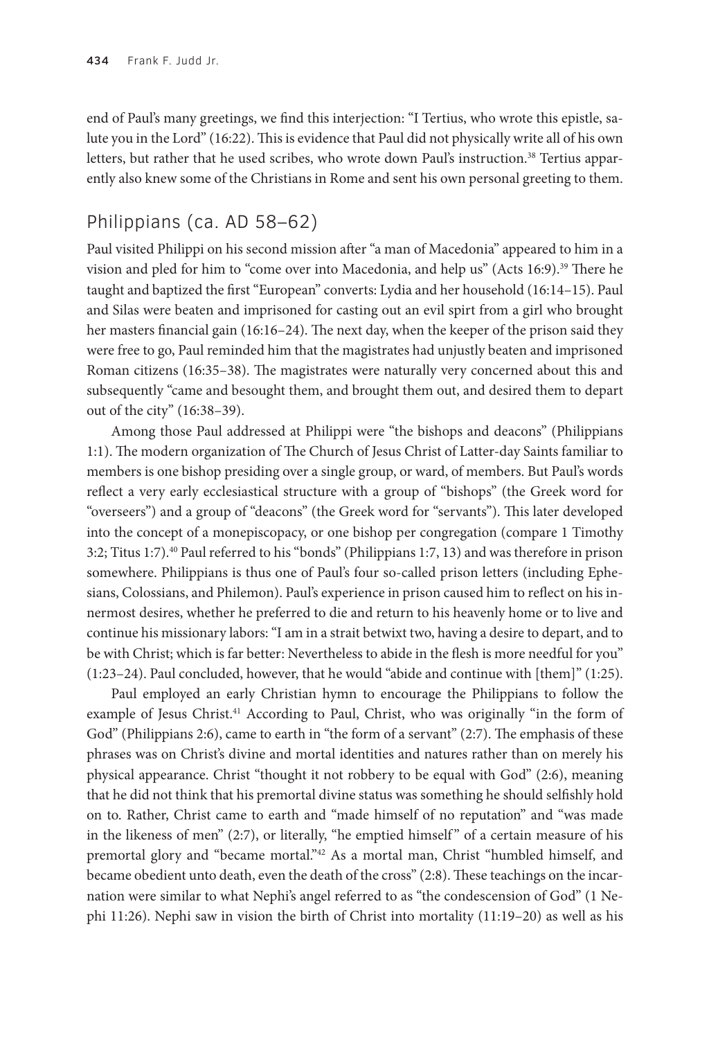end of Paul's many greetings, we find this interjection: "I Tertius, who wrote this epistle, salute you in the Lord" (16:22). This is evidence that Paul did not physically write all of his own letters, but rather that he used scribes, who wrote down Paul's instruction.[38] Tertius apparently also knew some of the Christians in Rome and sent his own personal greeting to them.

## Philippians (ca. AD 58–62)

Paul visited Philippi on his second mission after "a man of Macedonia" appeared to him in a vision and pled for him to "come over into Macedonia, and help us" (Acts 16:9).[39] There he taught and baptized the first "European" converts: Lydia and her household (16:14–15). Paul and Silas were beaten and imprisoned for casting out an evil spirt from a girl who brought her masters financial gain (16:16–24). The next day, when the keeper of the prison said they were free to go, Paul reminded him that the magistrates had unjustly beaten and imprisoned Roman citizens (16:35–38). The magistrates were naturally very concerned about this and subsequently "came and besought them, and brought them out, and desired them to depart out of the city" (16:38–39).

Among those Paul addressed at Philippi were "the bishops and deacons" (Philippians 1:1). The modern organization of The Church of Jesus Christ of Latter-day Saints familiar to members is one bishop presiding over a single group, or ward, of members. But Paul's words reflect a very early ecclesiastical structure with a group of "bishops" (the Greek word for "overseers") and a group of "deacons" (the Greek word for "servants"). This later developed into the concept of a monepiscopacy, or one bishop per congregation (compare 1 Timothy 3:2; Titus 1:7).[40] Paul referred to his "bonds" (Philippians 1:7, 13) and was therefore in prison somewhere. Philippians is thus one of Paul's four so-called prison letters (including Ephesians, Colossians, and Philemon). Paul's experience in prison caused him to reflect on his innermost desires, whether he preferred to die and return to his heavenly home or to live and continue his missionary labors: "I am in a strait betwixt two, having a desire to depart, and to be with Christ; which is far better: Nevertheless to abide in the flesh is more needful for you" (1:23–24). Paul concluded, however, that he would "abide and continue with [them]" (1:25).

Paul employed an early Christian hymn to encourage the Philippians to follow the example of Jesus Christ.[41] According to Paul, Christ, who was originally "in the form of God" (Philippians 2:6), came to earth in "the form of a servant" (2:7). The emphasis of these phrases was on Christ's divine and mortal identities and natures rather than on merely his physical appearance. Christ "thought it not robbery to be equal with God" (2:6), meaning that he did not think that his premortal divine status was something he should selfishly hold on to. Rather, Christ came to earth and "made himself of no reputation" and "was made in the likeness of men" (2:7), or literally, "he emptied himself" of a certain measure of his premortal glory and "became mortal."[42] As a mortal man, Christ "humbled himself, and became obedient unto death, even the death of the cross" (2:8). These teachings on the incarnation were similar to what Nephi's angel referred to as "the condescension of God" (1 Nephi 11:26). Nephi saw in vision the birth of Christ into mortality (11:19–20) as well as his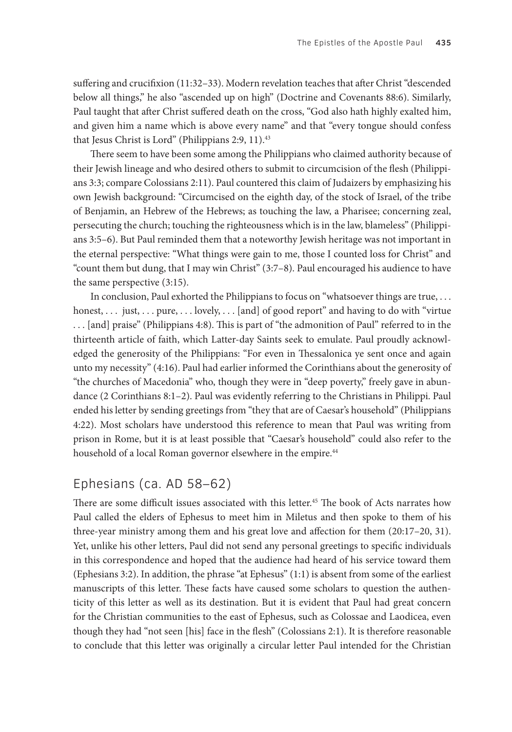suffering and crucifixion (11:32–33). Modern revelation teaches that after Christ "descended below all things," he also "ascended up on high" (Doctrine and Covenants 88:6). Similarly, Paul taught that after Christ suffered death on the cross, "God also hath highly exalted him, and given him a name which is above every name" and that "every tongue should confess that Jesus Christ is Lord" (Philippians 2:9, 11).[43]

There seem to have been some among the Philippians who claimed authority because of their Jewish lineage and who desired others to submit to circumcision of the flesh (Philippians 3:3; compare Colossians 2:11). Paul countered this claim of Judaizers by emphasizing his own Jewish background: "Circumcised on the eighth day, of the stock of Israel, of the tribe of Benjamin, an Hebrew of the Hebrews; as touching the law, a Pharisee; concerning zeal, persecuting the church; touching the righteousness which is in the law, blameless" (Philippians 3:5–6). But Paul reminded them that a noteworthy Jewish heritage was not important in the eternal perspective: "What things were gain to me, those I counted loss for Christ" and "count them but dung, that I may win Christ" (3:7–8). Paul encouraged his audience to have the same perspective (3:15).

In conclusion, Paul exhorted the Philippians to focus on "whatsoever things are true, . . . honest, . . . just, . . . pure, . . . lovely, . . . [and] of good report" and having to do with "virtue . . . [and] praise" (Philippians 4:8). This is part of "the admonition of Paul" referred to in the thirteenth article of faith, which Latter-day Saints seek to emulate. Paul proudly acknowledged the generosity of the Philippians: "For even in Thessalonica ye sent once and again unto my necessity" (4:16). Paul had earlier informed the Corinthians about the generosity of "the churches of Macedonia" who, though they were in "deep poverty," freely gave in abundance (2 Corinthians 8:1–2). Paul was evidently referring to the Christians in Philippi. Paul ended his letter by sending greetings from "they that are of Caesar's household" (Philippians 4:22). Most scholars have understood this reference to mean that Paul was writing from prison in Rome, but it is at least possible that "Caesar's household" could also refer to the household of a local Roman governor elsewhere in the empire.[44]

## Ephesians (ca. AD 58–62)

There are some difficult issues associated with this letter.[45] The book of Acts narrates how Paul called the elders of Ephesus to meet him in Miletus and then spoke to them of his three-year ministry among them and his great love and affection for them (20:17–20, 31). Yet, unlike his other letters, Paul did not send any personal greetings to specific individuals in this correspondence and hoped that the audience had heard of his service toward them (Ephesians 3:2). In addition, the phrase "at Ephesus" (1:1) is absent from some of the earliest manuscripts of this letter. These facts have caused some scholars to question the authenticity of this letter as well as its destination. But it is evident that Paul had great concern for the Christian communities to the east of Ephesus, such as Colossae and Laodicea, even though they had "not seen [his] face in the flesh" (Colossians 2:1). It is therefore reasonable to conclude that this letter was originally a circular letter Paul intended for the Christian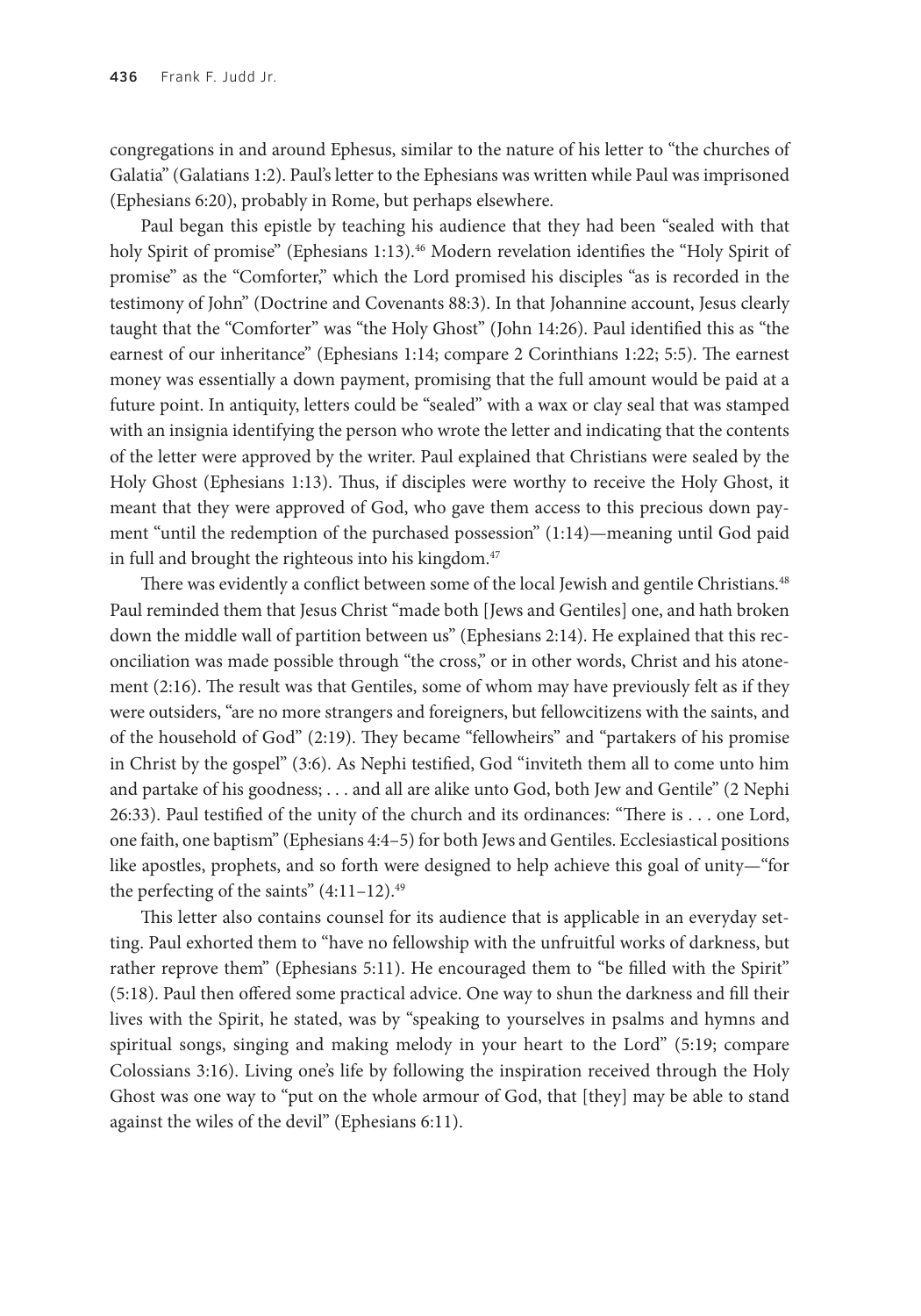congregations in and around Ephesus, similar to the nature of his letter to "the churches of Galatia" (Galatians 1:2). Paul's letter to the Ephesians was written while Paul was imprisoned (Ephesians 6:20), probably in Rome, but perhaps elsewhere.

Paul began this epistle by teaching his audience that they had been "sealed with that holy Spirit of promise" (Ephesians 1:13).[46] Modern revelation identifies the "Holy Spirit of promise" as the "Comforter," which the Lord promised his disciples "as is recorded in the testimony of John" (Doctrine and Covenants 88:3). In that Johannine account, Jesus clearly taught that the "Comforter" was "the Holy Ghost" (John 14:26). Paul identified this as "the earnest of our inheritance" (Ephesians 1:14; compare 2 Corinthians 1:22; 5:5). The earnest money was essentially a down payment, promising that the full amount would be paid at a future point. In antiquity, letters could be "sealed" with a wax or clay seal that was stamped with an insignia identifying the person who wrote the letter and indicating that the contents of the letter were approved by the writer. Paul explained that Christians were sealed by the Holy Ghost (Ephesians 1:13). Thus, if disciples were worthy to receive the Holy Ghost, it meant that they were approved of God, who gave them access to this precious down payment "until the redemption of the purchased possession" (1:14)—meaning until God paid in full and brought the righteous into his kingdom.[47]

There was evidently a conflict between some of the local Jewish and gentile Christians.[48] Paul reminded them that Jesus Christ "made both [Jews and Gentiles] one, and hath broken down the middle wall of partition between us" (Ephesians 2:14). He explained that this reconciliation was made possible through "the cross," or in other words, Christ and his atonement (2:16). The result was that Gentiles, some of whom may have previously felt as if they were outsiders, "are no more strangers and foreigners, but fellowcitizens with the saints, and of the household of God" (2:19). They became "fellowheirs" and "partakers of his promise in Christ by the gospel" (3:6). As Nephi testified, God "inviteth them all to come unto him and partake of his goodness; . . . and all are alike unto God, both Jew and Gentile" (2 Nephi 26:33). Paul testified of the unity of the church and its ordinances: "There is . . . one Lord, one faith, one baptism" (Ephesians 4:4–5) for both Jews and Gentiles. Ecclesiastical positions like apostles, prophets, and so forth were designed to help achieve this goal of unity—"for the perfecting of the saints" (4:11–12).[49]

This letter also contains counsel for its audience that is applicable in an everyday setting. Paul exhorted them to "have no fellowship with the unfruitful works of darkness, but rather reprove them" (Ephesians 5:11). He encouraged them to "be filled with the Spirit" (5:18). Paul then offered some practical advice. One way to shun the darkness and fill their lives with the Spirit, he stated, was by "speaking to yourselves in psalms and hymns and spiritual songs, singing and making melody in your heart to the Lord" (5:19; compare Colossians 3:16). Living one's life by following the inspiration received through the Holy Ghost was one way to "put on the whole armour of God, that [they] may be able to stand against the wiles of the devil" (Ephesians 6:11).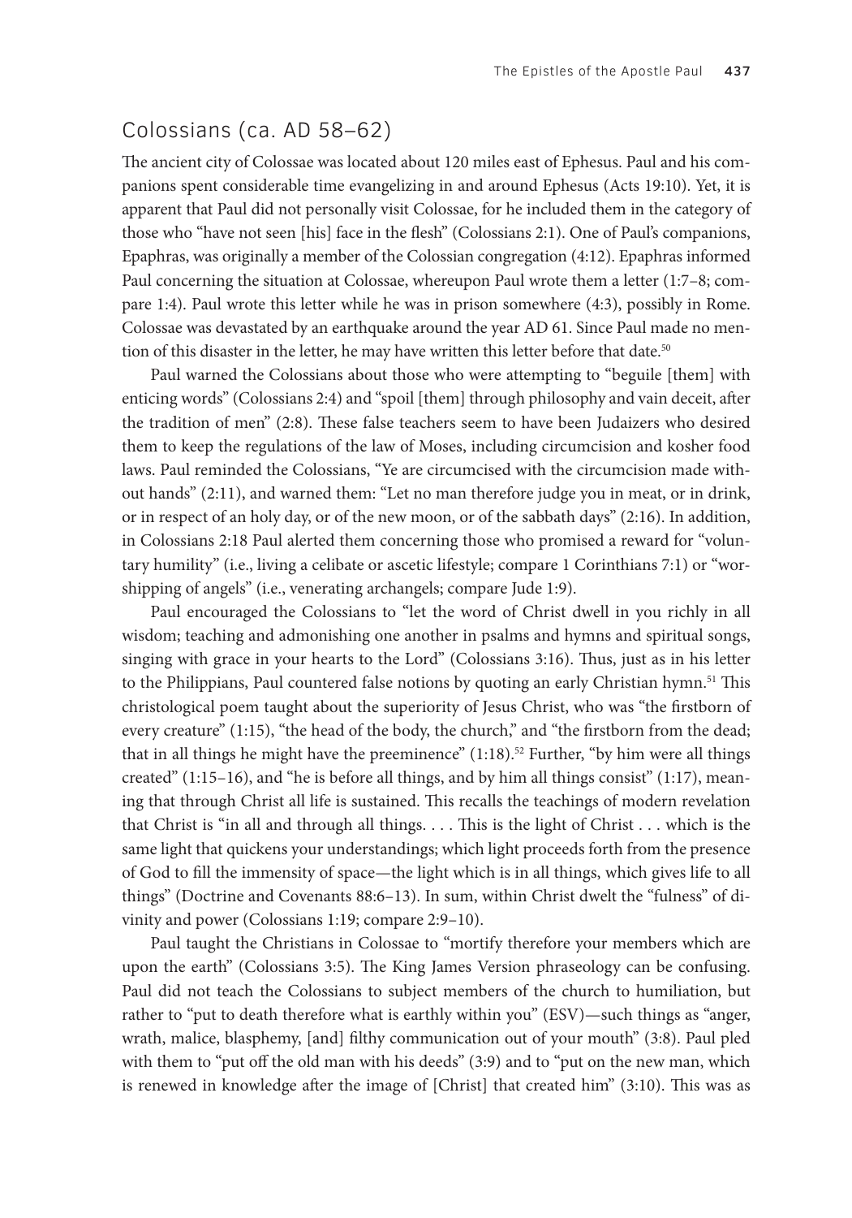## Colossians (ca. AD 58–62)

The ancient city of Colossae was located about 120 miles east of Ephesus. Paul and his companions spent considerable time evangelizing in and around Ephesus (Acts 19:10). Yet, it is apparent that Paul did not personally visit Colossae, for he included them in the category of those who "have not seen [his] face in the flesh" (Colossians 2:1). One of Paul's companions, Epaphras, was originally a member of the Colossian congregation (4:12). Epaphras informed Paul concerning the situation at Colossae, whereupon Paul wrote them a letter (1:7–8; compare 1:4). Paul wrote this letter while he was in prison somewhere (4:3), possibly in Rome. Colossae was devastated by an earthquake around the year AD 61. Since Paul made no mention of this disaster in the letter, he may have written this letter before that date.[50]

Paul warned the Colossians about those who were attempting to "beguile [them] with enticing words" (Colossians 2:4) and "spoil [them] through philosophy and vain deceit, after the tradition of men" (2:8). These false teachers seem to have been Judaizers who desired them to keep the regulations of the law of Moses, including circumcision and kosher food laws. Paul reminded the Colossians, "Ye are circumcised with the circumcision made without hands" (2:11), and warned them: "Let no man therefore judge you in meat, or in drink, or in respect of an holy day, or of the new moon, or of the sabbath days" (2:16). In addition, in Colossians 2:18 Paul alerted them concerning those who promised a reward for "voluntary humility" (i.e., living a celibate or ascetic lifestyle; compare 1 Corinthians 7:1) or "worshipping of angels" (i.e., venerating archangels; compare Jude 1:9).

Paul encouraged the Colossians to "let the word of Christ dwell in you richly in all wisdom; teaching and admonishing one another in psalms and hymns and spiritual songs, singing with grace in your hearts to the Lord" (Colossians 3:16). Thus, just as in his letter to the Philippians, Paul countered false notions by quoting an early Christian hymn.[51] This christological poem taught about the superiority of Jesus Christ, who was "the firstborn of every creature" (1:15), "the head of the body, the church," and "the firstborn from the dead; that in all things he might have the preeminence" (1:18).[52] Further, "by him were all things created" (1:15–16), and "he is before all things, and by him all things consist" (1:17), meaning that through Christ all life is sustained. This recalls the teachings of modern revelation that Christ is "in all and through all things. . . . This is the light of Christ . . . which is the same light that quickens your understandings; which light proceeds forth from the presence of God to fill the immensity of space—the light which is in all things, which gives life to all things" (Doctrine and Covenants 88:6–13). In sum, within Christ dwelt the "fulness" of divinity and power (Colossians 1:19; compare 2:9–10).

Paul taught the Christians in Colossae to "mortify therefore your members which are upon the earth" (Colossians 3:5). The King James Version phraseology can be confusing. Paul did not teach the Colossians to subject members of the church to humiliation, but rather to "put to death therefore what is earthly within you" (ESV)—such things as "anger, wrath, malice, blasphemy, [and] filthy communication out of your mouth" (3:8). Paul pled with them to "put off the old man with his deeds" (3:9) and to "put on the new man, which is renewed in knowledge after the image of [Christ] that created him" (3:10). This was as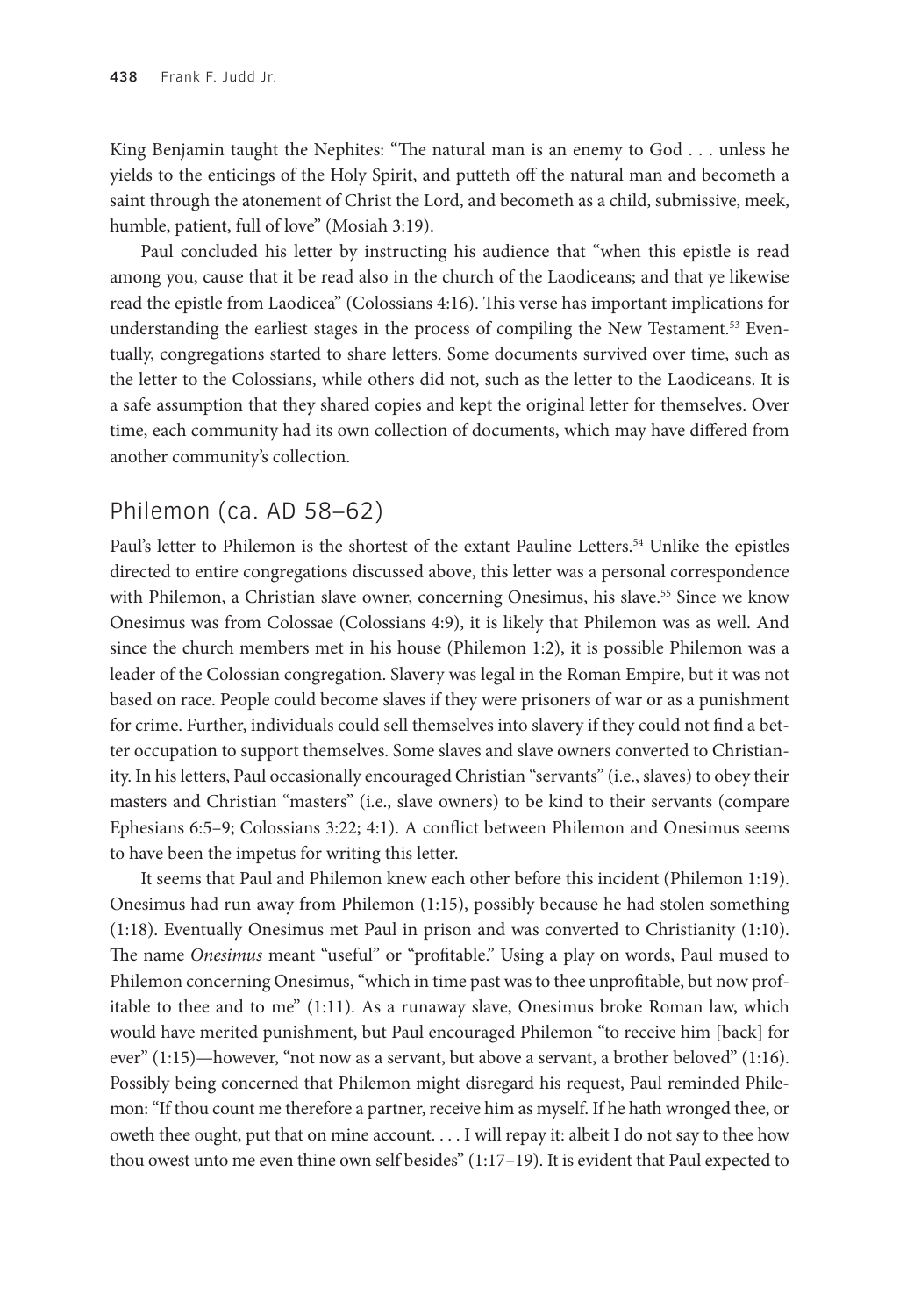King Benjamin taught the Nephites: "The natural man is an enemy to God . . . unless he yields to the enticings of the Holy Spirit, and putteth off the natural man and becometh a saint through the atonement of Christ the Lord, and becometh as a child, submissive, meek, humble, patient, full of love" (Mosiah 3:19).

Paul concluded his letter by instructing his audience that "when this epistle is read among you, cause that it be read also in the church of the Laodiceans; and that ye likewise read the epistle from Laodicea" (Colossians 4:16). This verse has important implications for understanding the earliest stages in the process of compiling the New Testament.[53] Eventually, congregations started to share letters. Some documents survived over time, such as the letter to the Colossians, while others did not, such as the letter to the Laodiceans. It is a safe assumption that they shared copies and kept the original letter for themselves. Over time, each community had its own collection of documents, which may have differed from another community's collection.

## Philemon (ca. AD 58–62)

Paul's letter to Philemon is the shortest of the extant Pauline Letters.[54] Unlike the epistles directed to entire congregations discussed above, this letter was a personal correspondence with Philemon, a Christian slave owner, concerning Onesimus, his slave.[55] Since we know Onesimus was from Colossae (Colossians 4:9), it is likely that Philemon was as well. And since the church members met in his house (Philemon 1:2), it is possible Philemon was a leader of the Colossian congregation. Slavery was legal in the Roman Empire, but it was not based on race. People could become slaves if they were prisoners of war or as a punishment for crime. Further, individuals could sell themselves into slavery if they could not find a better occupation to support themselves. Some slaves and slave owners converted to Christianity. In his letters, Paul occasionally encouraged Christian "servants" (i.e., slaves) to obey their masters and Christian "masters" (i.e., slave owners) to be kind to their servants (compare Ephesians 6:5–9; Colossians 3:22; 4:1). A conflict between Philemon and Onesimus seems to have been the impetus for writing this letter.

It seems that Paul and Philemon knew each other before this incident (Philemon 1:19). Onesimus had run away from Philemon (1:15), possibly because he had stolen something (1:18). Eventually Onesimus met Paul in prison and was converted to Christianity (1:10). The name *Onesimus* meant "useful" or "profitable." Using a play on words, Paul mused to Philemon concerning Onesimus, "which in time past was to thee unprofitable, but now profitable to thee and to me" (1:11). As a runaway slave, Onesimus broke Roman law, which would have merited punishment, but Paul encouraged Philemon "to receive him [back] for ever" (1:15)—however, "not now as a servant, but above a servant, a brother beloved" (1:16). Possibly being concerned that Philemon might disregard his request, Paul reminded Philemon: "If thou count me therefore a partner, receive him as myself. If he hath wronged thee, or oweth thee ought, put that on mine account. . . . I will repay it: albeit I do not say to thee how thou owest unto me even thine own self besides" (1:17–19). It is evident that Paul expected to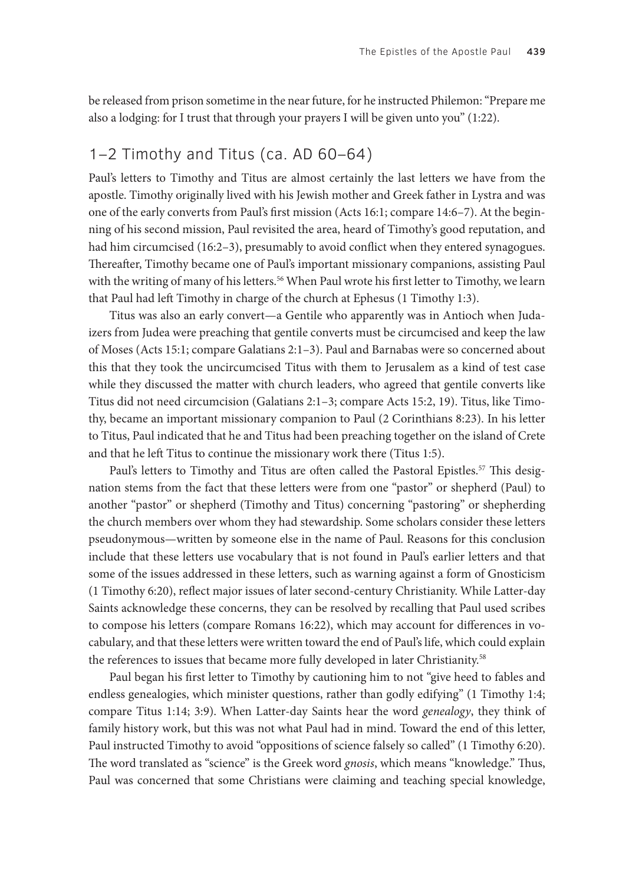be released from prison sometime in the near future, for he instructed Philemon: "Prepare me also a lodging: for I trust that through your prayers I will be given unto you" (1:22).

## 1–2 Timothy and Titus (ca. AD 60–64)

Paul's letters to Timothy and Titus are almost certainly the last letters we have from the apostle. Timothy originally lived with his Jewish mother and Greek father in Lystra and was one of the early converts from Paul's first mission (Acts 16:1; compare 14:6–7). At the beginning of his second mission, Paul revisited the area, heard of Timothy's good reputation, and had him circumcised (16:2–3), presumably to avoid conflict when they entered synagogues. Thereafter, Timothy became one of Paul's important missionary companions, assisting Paul with the writing of many of his letters.[56] When Paul wrote his first letter to Timothy, we learn that Paul had left Timothy in charge of the church at Ephesus (1 Timothy 1:3).

Titus was also an early convert—a Gentile who apparently was in Antioch when Judaizers from Judea were preaching that gentile converts must be circumcised and keep the law of Moses (Acts 15:1; compare Galatians 2:1–3). Paul and Barnabas were so concerned about this that they took the uncircumcised Titus with them to Jerusalem as a kind of test case while they discussed the matter with church leaders, who agreed that gentile converts like Titus did not need circumcision (Galatians 2:1–3; compare Acts 15:2, 19). Titus, like Timothy, became an important missionary companion to Paul (2 Corinthians 8:23). In his letter to Titus, Paul indicated that he and Titus had been preaching together on the island of Crete and that he left Titus to continue the missionary work there (Titus 1:5).

Paul's letters to Timothy and Titus are often called the Pastoral Epistles.[57] This designation stems from the fact that these letters were from one "pastor" or shepherd (Paul) to another "pastor" or shepherd (Timothy and Titus) concerning "pastoring" or shepherding the church members over whom they had stewardship. Some scholars consider these letters pseudonymous—written by someone else in the name of Paul. Reasons for this conclusion include that these letters use vocabulary that is not found in Paul's earlier letters and that some of the issues addressed in these letters, such as warning against a form of Gnosticism (1 Timothy 6:20), reflect major issues of later second-century Christianity. While Latter-day Saints acknowledge these concerns, they can be resolved by recalling that Paul used scribes to compose his letters (compare Romans 16:22), which may account for differences in vocabulary, and that these letters were written toward the end of Paul's life, which could explain the references to issues that became more fully developed in later Christianity.[58]

Paul began his first letter to Timothy by cautioning him to not "give heed to fables and endless genealogies, which minister questions, rather than godly edifying" (1 Timothy 1:4; compare Titus 1:14; 3:9). When Latter-day Saints hear the word *genealogy*, they think of family history work, but this was not what Paul had in mind. Toward the end of this letter, Paul instructed Timothy to avoid "oppositions of science falsely so called" (1 Timothy 6:20). The word translated as "science" is the Greek word *gnosis*, which means "knowledge." Thus, Paul was concerned that some Christians were claiming and teaching special knowledge,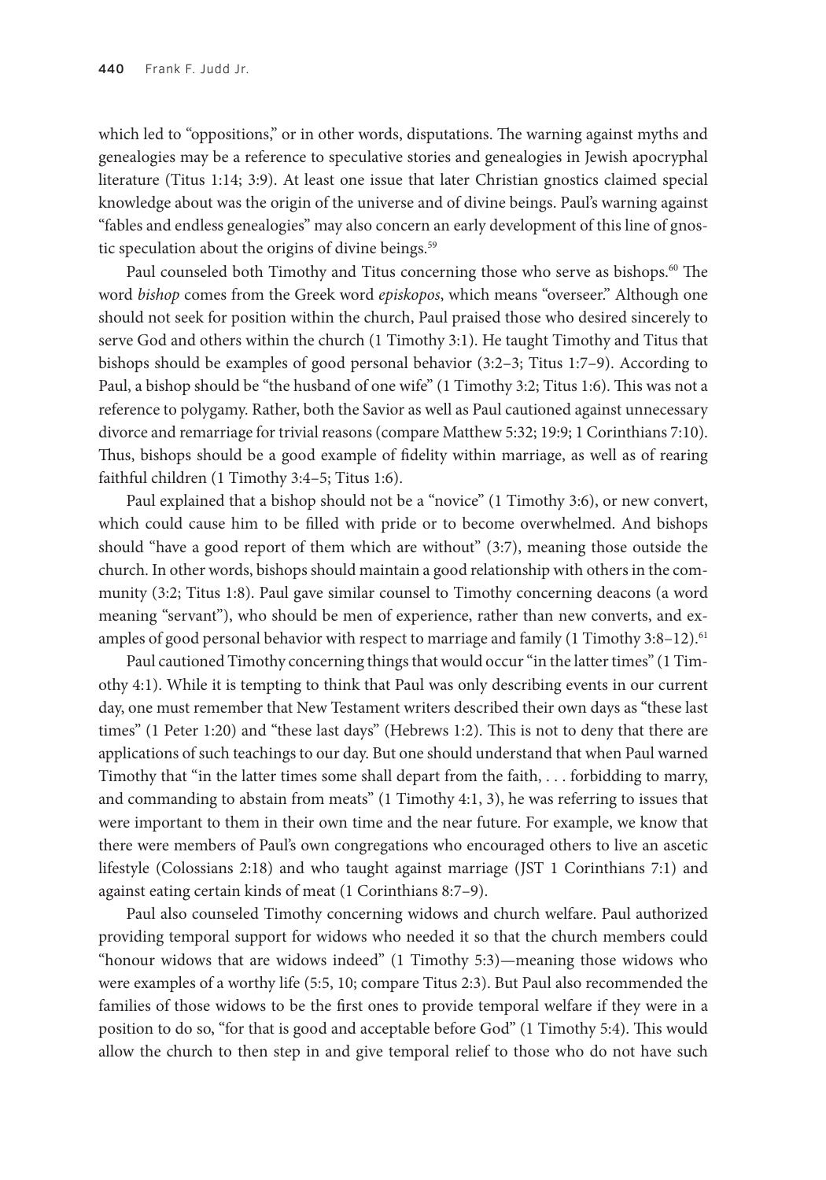which led to "oppositions," or in other words, disputations. The warning against myths and genealogies may be a reference to speculative stories and genealogies in Jewish apocryphal literature (Titus 1:14; 3:9). At least one issue that later Christian gnostics claimed special knowledge about was the origin of the universe and of divine beings. Paul's warning against "fables and endless genealogies" may also concern an early development of this line of gnostic speculation about the origins of divine beings.[59]

Paul counseled both Timothy and Titus concerning those who serve as bishops.[60] The word *bishop* comes from the Greek word *episkopos*, which means "overseer." Although one should not seek for position within the church, Paul praised those who desired sincerely to serve God and others within the church (1 Timothy 3:1). He taught Timothy and Titus that bishops should be examples of good personal behavior (3:2–3; Titus 1:7–9). According to Paul, a bishop should be "the husband of one wife" (1 Timothy 3:2; Titus 1:6). This was not a reference to polygamy. Rather, both the Savior as well as Paul cautioned against unnecessary divorce and remarriage for trivial reasons (compare Matthew 5:32; 19:9; 1 Corinthians 7:10). Thus, bishops should be a good example of fidelity within marriage, as well as of rearing faithful children (1 Timothy 3:4–5; Titus 1:6).

Paul explained that a bishop should not be a "novice" (1 Timothy 3:6), or new convert, which could cause him to be filled with pride or to become overwhelmed. And bishops should "have a good report of them which are without" (3:7), meaning those outside the church. In other words, bishops should maintain a good relationship with others in the community (3:2; Titus 1:8). Paul gave similar counsel to Timothy concerning deacons (a word meaning "servant"), who should be men of experience, rather than new converts, and examples of good personal behavior with respect to marriage and family (1 Timothy 3:8–12).[61]

Paul cautioned Timothy concerning things that would occur "in the latter times" (1 Timothy 4:1). While it is tempting to think that Paul was only describing events in our current day, one must remember that New Testament writers described their own days as "these last times" (1 Peter 1:20) and "these last days" (Hebrews 1:2). This is not to deny that there are applications of such teachings to our day. But one should understand that when Paul warned Timothy that "in the latter times some shall depart from the faith, . . . forbidding to marry, and commanding to abstain from meats" (1 Timothy 4:1, 3), he was referring to issues that were important to them in their own time and the near future. For example, we know that there were members of Paul's own congregations who encouraged others to live an ascetic lifestyle (Colossians 2:18) and who taught against marriage (JST 1 Corinthians 7:1) and against eating certain kinds of meat (1 Corinthians 8:7–9).

Paul also counseled Timothy concerning widows and church welfare. Paul authorized providing temporal support for widows who needed it so that the church members could "honour widows that are widows indeed" (1 Timothy 5:3)—meaning those widows who were examples of a worthy life (5:5, 10; compare Titus 2:3). But Paul also recommended the families of those widows to be the first ones to provide temporal welfare if they were in a position to do so, "for that is good and acceptable before God" (1 Timothy 5:4). This would allow the church to then step in and give temporal relief to those who do not have such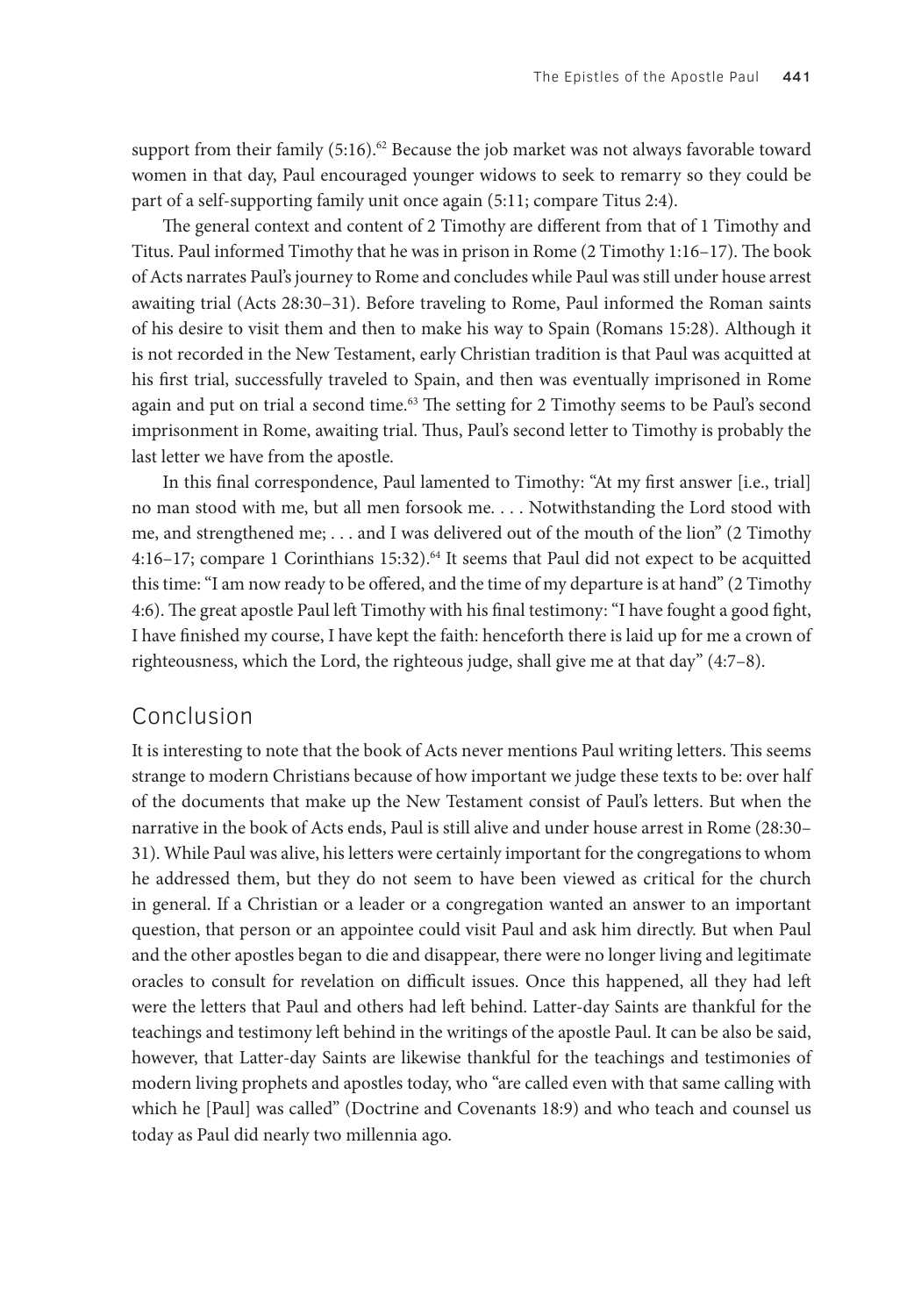support from their family (5:16).[62] Because the job market was not always favorable toward women in that day, Paul encouraged younger widows to seek to remarry so they could be part of a self-supporting family unit once again (5:11; compare Titus 2:4).

The general context and content of 2 Timothy are different from that of 1 Timothy and Titus. Paul informed Timothy that he was in prison in Rome (2 Timothy 1:16–17). The book of Acts narrates Paul's journey to Rome and concludes while Paul was still under house arrest awaiting trial (Acts 28:30–31). Before traveling to Rome, Paul informed the Roman saints of his desire to visit them and then to make his way to Spain (Romans 15:28). Although it is not recorded in the New Testament, early Christian tradition is that Paul was acquitted at his first trial, successfully traveled to Spain, and then was eventually imprisoned in Rome again and put on trial a second time.[63] The setting for 2 Timothy seems to be Paul's second imprisonment in Rome, awaiting trial. Thus, Paul's second letter to Timothy is probably the last letter we have from the apostle.

In this final correspondence, Paul lamented to Timothy: "At my first answer [i.e., trial] no man stood with me, but all men forsook me. . . . Notwithstanding the Lord stood with me, and strengthened me; . . . and I was delivered out of the mouth of the lion" (2 Timothy 4:16–17; compare 1 Corinthians 15:32).[64] It seems that Paul did not expect to be acquitted this time: "I am now ready to be offered, and the time of my departure is at hand" (2 Timothy 4:6). The great apostle Paul left Timothy with his final testimony: "I have fought a good fight, I have finished my course, I have kept the faith: henceforth there is laid up for me a crown of righteousness, which the Lord, the righteous judge, shall give me at that day" (4:7–8).

## Conclusion

It is interesting to note that the book of Acts never mentions Paul writing letters. This seems strange to modern Christians because of how important we judge these texts to be: over half of the documents that make up the New Testament consist of Paul's letters. But when the narrative in the book of Acts ends, Paul is still alive and under house arrest in Rome (28:30–31). While Paul was alive, his letters were certainly important for the congregations to whom he addressed them, but they do not seem to have been viewed as critical for the church in general. If a Christian or a leader or a congregation wanted an answer to an important question, that person or an appointee could visit Paul and ask him directly. But when Paul and the other apostles began to die and disappear, there were no longer living and legitimate oracles to consult for revelation on difficult issues. Once this happened, all they had left were the letters that Paul and others had left behind. Latter-day Saints are thankful for the teachings and testimony left behind in the writings of the apostle Paul. It can be also be said, however, that Latter-day Saints are likewise thankful for the teachings and testimonies of modern living prophets and apostles today, who "are called even with that same calling with which he [Paul] was called" (Doctrine and Covenants 18:9) and who teach and counsel us today as Paul did nearly two millennia ago.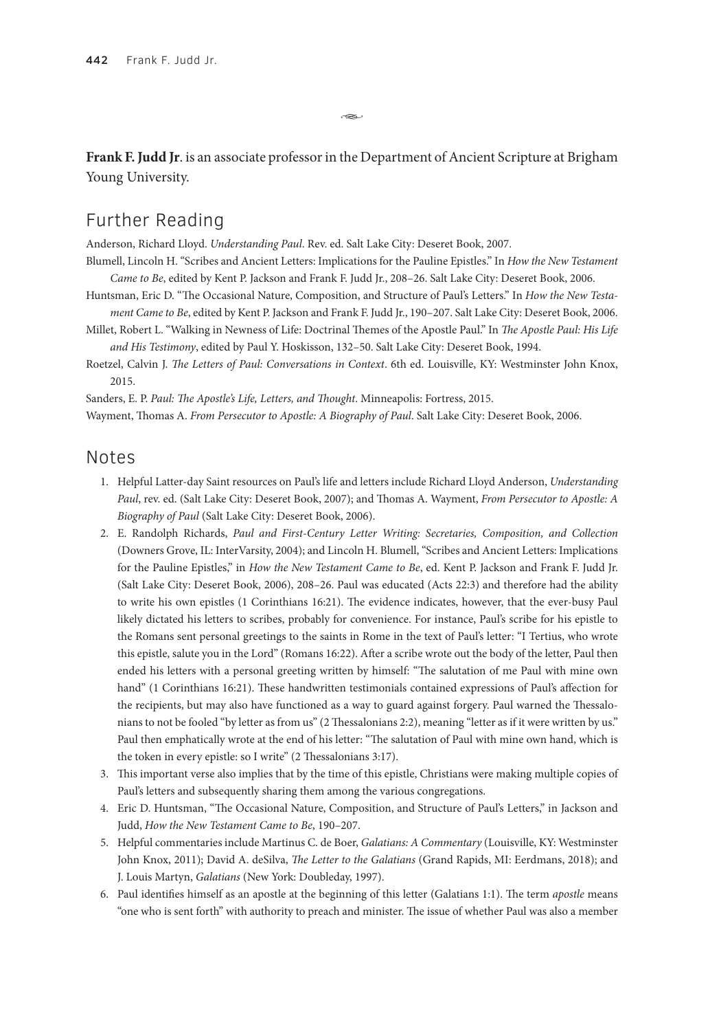**Frank F. Judd Jr**. is an associate professor in the Department of Ancient Scripture at Brigham Young University.

## Further Reading

Anderson, Richard Lloyd. *Understanding Paul*. Rev. ed. Salt Lake City: Deseret Book, 2007.

Blumell, Lincoln H. "Scribes and Ancient Letters: Implications for the Pauline Epistles." In *How the New Testament Came to Be*, edited by Kent P. Jackson and Frank F. Judd Jr., 208–26. Salt Lake City: Deseret Book, 2006.

Huntsman, Eric D. "The Occasional Nature, Composition, and Structure of Paul's Letters." In *How the New Testament Came to Be*, edited by Kent P. Jackson and Frank F. Judd Jr., 190–207. Salt Lake City: Deseret Book, 2006.

Millet, Robert L. "Walking in Newness of Life: Doctrinal Themes of the Apostle Paul." In *The Apostle Paul: His Life and His Testimony*, edited by Paul Y. Hoskisson, 132–50. Salt Lake City: Deseret Book, 1994.

Roetzel, Calvin J. *The Letters of Paul: Conversations in Context*. 6th ed. Louisville, KY: Westminster John Knox, 2015.

Sanders, E. P. *Paul: The Apostle's Life, Letters, and Thought*. Minneapolis: Fortress, 2015.

Wayment, Thomas A. *From Persecutor to Apostle: A Biography of Paul*. Salt Lake City: Deseret Book, 2006.

## Notes

1. Helpful Latter-day Saint resources on Paul's life and letters include Richard Lloyd Anderson, *Understanding Paul*, rev. ed. (Salt Lake City: Deseret Book, 2007); and Thomas A. Wayment, *From Persecutor to Apostle: A Biography of Paul* (Salt Lake City: Deseret Book, 2006).
2. E. Randolph Richards, *Paul and First-Century Letter Writing: Secretaries, Composition, and Collection* (Downers Grove, IL: InterVarsity, 2004); and Lincoln H. Blumell, "Scribes and Ancient Letters: Implications for the Pauline Epistles," in *How the New Testament Came to Be*, ed. Kent P. Jackson and Frank F. Judd Jr. (Salt Lake City: Deseret Book, 2006), 208–26. Paul was educated (Acts 22:3) and therefore had the ability to write his own epistles (1 Corinthians 16:21). The evidence indicates, however, that the ever-busy Paul likely dictated his letters to scribes, probably for convenience. For instance, Paul's scribe for his epistle to the Romans sent personal greetings to the saints in Rome in the text of Paul's letter: "I Tertius, who wrote this epistle, salute you in the Lord" (Romans 16:22). After a scribe wrote out the body of the letter, Paul then ended his letters with a personal greeting written by himself: "The salutation of me Paul with mine own hand" (1 Corinthians 16:21). These handwritten testimonials contained expressions of Paul's affection for the recipients, but may also have functioned as a way to guard against forgery. Paul warned the Thessalonians to not be fooled "by letter as from us" (2 Thessalonians 2:2), meaning "letter as if it were written by us." Paul then emphatically wrote at the end of his letter: "The salutation of Paul with mine own hand, which is the token in every epistle: so I write" (2 Thessalonians 3:17).
3. This important verse also implies that by the time of this epistle, Christians were making multiple copies of Paul's letters and subsequently sharing them among the various congregations.
4. Eric D. Huntsman, "The Occasional Nature, Composition, and Structure of Paul's Letters," in Jackson and Judd, *How the New Testament Came to Be*, 190–207.
5. Helpful commentaries include Martinus C. de Boer, *Galatians: A Commentary* (Louisville, KY: Westminster John Knox, 2011); David A. deSilva, *The Letter to the Galatians* (Grand Rapids, MI: Eerdmans, 2018); and J. Louis Martyn, *Galatians* (New York: Doubleday, 1997).
6. Paul identifies himself as an apostle at the beginning of this letter (Galatians 1:1). The term *apostle* means "one who is sent forth" with authority to preach and minister. The issue of whether Paul was also a member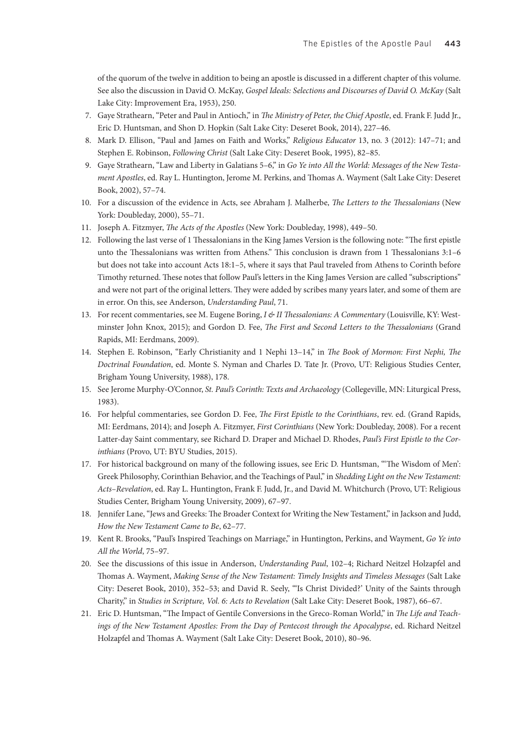of the quorum of the twelve in addition to being an apostle is discussed in a different chapter of this volume. See also the discussion in David O. McKay, *Gospel Ideals: Selections and Discourses of David O. McKay* (Salt Lake City: Improvement Era, 1953), 250.

7. Gaye Strathearn, "Peter and Paul in Antioch," in *The Ministry of Peter, the Chief Apostle*, ed. Frank F. Judd Jr., Eric D. Huntsman, and Shon D. Hopkin (Salt Lake City: Deseret Book, 2014), 227–46.
8. Mark D. Ellison, "Paul and James on Faith and Works," *Religious Educator* 13, no. 3 (2012): 147–71; and Stephen E. Robinson, *Following Christ* (Salt Lake City: Deseret Book, 1995), 82–85.
9. Gaye Strathearn, "Law and Liberty in Galatians 5–6," in *Go Ye into All the World: Messages of the New Testament Apostles*, ed. Ray L. Huntington, Jerome M. Perkins, and Thomas A. Wayment (Salt Lake City: Deseret Book, 2002), 57–74.
10. For a discussion of the evidence in Acts, see Abraham J. Malherbe, *The Letters to the Thessalonians* (New York: Doubleday, 2000), 55–71.
11. Joseph A. Fitzmyer, *The Acts of the Apostles* (New York: Doubleday, 1998), 449–50.
12. Following the last verse of 1 Thessalonians in the King James Version is the following note: "The first epistle unto the Thessalonians was written from Athens." This conclusion is drawn from 1 Thessalonians 3:1–6 but does not take into account Acts 18:1–5, where it says that Paul traveled from Athens to Corinth before Timothy returned. These notes that follow Paul's letters in the King James Version are called "subscriptions" and were not part of the original letters. They were added by scribes many years later, and some of them are in error. On this, see Anderson, *Understanding Paul*, 71.
13. For recent commentaries, see M. Eugene Boring, *I & II Thessalonians: A Commentary* (Louisville, KY: Westminster John Knox, 2015); and Gordon D. Fee, *The First and Second Letters to the Thessalonians* (Grand Rapids, MI: Eerdmans, 2009).
14. Stephen E. Robinson, "Early Christianity and 1 Nephi 13–14," in *The Book of Mormon: First Nephi, The Doctrinal Foundation*, ed. Monte S. Nyman and Charles D. Tate Jr. (Provo, UT: Religious Studies Center, Brigham Young University, 1988), 178.
15. See Jerome Murphy-O'Connor, *St. Paul's Corinth: Texts and Archaeology* (Collegeville, MN: Liturgical Press, 1983).
16. For helpful commentaries, see Gordon D. Fee, *The First Epistle to the Corinthians*, rev. ed. (Grand Rapids, MI: Eerdmans, 2014); and Joseph A. Fitzmyer, *First Corinthians* (New York: Doubleday, 2008). For a recent Latter-day Saint commentary, see Richard D. Draper and Michael D. Rhodes, *Paul's First Epistle to the Corinthians* (Provo, UT: BYU Studies, 2015).
17. For historical background on many of the following issues, see Eric D. Huntsman, "'The Wisdom of Men': Greek Philosophy, Corinthian Behavior, and the Teachings of Paul," in *Shedding Light on the New Testament: Acts–Revelation*, ed. Ray L. Huntington, Frank F. Judd, Jr., and David M. Whitchurch (Provo, UT: Religious Studies Center, Brigham Young University, 2009), 67–97.
18. Jennifer Lane, "Jews and Greeks: The Broader Context for Writing the New Testament," in Jackson and Judd, *How the New Testament Came to Be*, 62–77.
19. Kent R. Brooks, "Paul's Inspired Teachings on Marriage," in Huntington, Perkins, and Wayment, *Go Ye into All the World*, 75–97.
20. See the discussions of this issue in Anderson, *Understanding Paul*, 102–4; Richard Neitzel Holzapfel and Thomas A. Wayment, *Making Sense of the New Testament: Timely Insights and Timeless Messages* (Salt Lake City: Deseret Book, 2010), 352–53; and David R. Seely, "'Is Christ Divided?' Unity of the Saints through Charity," in *Studies in Scripture, Vol. 6: Acts to Revelation* (Salt Lake City: Deseret Book, 1987), 66–67.
21. Eric D. Huntsman, "The Impact of Gentile Conversions in the Greco-Roman World," in *The Life and Teachings of the New Testament Apostles: From the Day of Pentecost through the Apocalypse*, ed. Richard Neitzel Holzapfel and Thomas A. Wayment (Salt Lake City: Deseret Book, 2010), 80–96.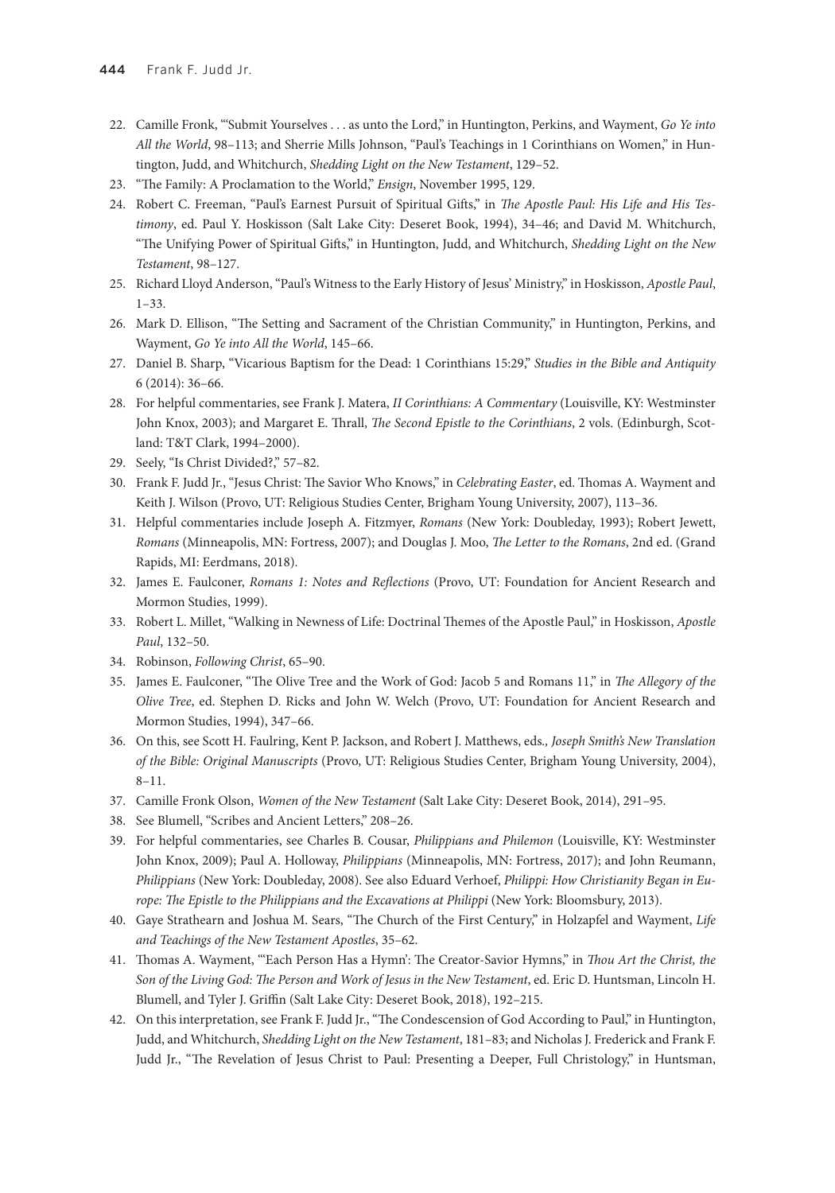22. Camille Fronk, "'Submit Yourselves . . . as unto the Lord,'" in Huntington, Perkins, and Wayment, *Go Ye into All the World*, 98–113; and Sherrie Mills Johnson, "Paul's Teachings in 1 Corinthians on Women," in Huntington, Judd, and Whitchurch, *Shedding Light on the New Testament*, 129–52.
23. "The Family: A Proclamation to the World," *Ensign*, November 1995, 129.
24. Robert C. Freeman, "Paul's Earnest Pursuit of Spiritual Gifts," in *The Apostle Paul: His Life and His Testimony*, ed. Paul Y. Hoskisson (Salt Lake City: Deseret Book, 1994), 34–46; and David M. Whitchurch, "The Unifying Power of Spiritual Gifts," in Huntington, Judd, and Whitchurch, *Shedding Light on the New Testament*, 98–127.
25. Richard Lloyd Anderson, "Paul's Witness to the Early History of Jesus' Ministry," in Hoskisson, *Apostle Paul*, 1–33.
26. Mark D. Ellison, "The Setting and Sacrament of the Christian Community," in Huntington, Perkins, and Wayment, *Go Ye into All the World*, 145–66.
27. Daniel B. Sharp, "Vicarious Baptism for the Dead: 1 Corinthians 15:29," *Studies in the Bible and Antiquity* 6 (2014): 36–66.
28. For helpful commentaries, see Frank J. Matera, *II Corinthians: A Commentary* (Louisville, KY: Westminster John Knox, 2003); and Margaret E. Thrall, *The Second Epistle to the Corinthians*, 2 vols. (Edinburgh, Scotland: T&T Clark, 1994–2000).
29. Seely, "Is Christ Divided?," 57–82.
30. Frank F. Judd Jr., "Jesus Christ: The Savior Who Knows," in *Celebrating Easter*, ed. Thomas A. Wayment and Keith J. Wilson (Provo, UT: Religious Studies Center, Brigham Young University, 2007), 113–36.
31. Helpful commentaries include Joseph A. Fitzmyer, *Romans* (New York: Doubleday, 1993); Robert Jewett, *Romans* (Minneapolis, MN: Fortress, 2007); and Douglas J. Moo, *The Letter to the Romans*, 2nd ed. (Grand Rapids, MI: Eerdmans, 2018).
32. James E. Faulconer, *Romans 1: Notes and Reflections* (Provo, UT: Foundation for Ancient Research and Mormon Studies, 1999).
33. Robert L. Millet, "Walking in Newness of Life: Doctrinal Themes of the Apostle Paul," in Hoskisson, *Apostle Paul*, 132–50.
34. Robinson, *Following Christ*, 65–90.
35. James E. Faulconer, "The Olive Tree and the Work of God: Jacob 5 and Romans 11," in *The Allegory of the Olive Tree*, ed. Stephen D. Ricks and John W. Welch (Provo, UT: Foundation for Ancient Research and Mormon Studies, 1994), 347–66.
36. On this, see Scott H. Faulring, Kent P. Jackson, and Robert J. Matthews, eds., *Joseph Smith's New Translation of the Bible: Original Manuscripts* (Provo, UT: Religious Studies Center, Brigham Young University, 2004), 8–11.
37. Camille Fronk Olson, *Women of the New Testament* (Salt Lake City: Deseret Book, 2014), 291–95.
38. See Blumell, "Scribes and Ancient Letters," 208–26.
39. For helpful commentaries, see Charles B. Cousar, *Philippians and Philemon* (Louisville, KY: Westminster John Knox, 2009); Paul A. Holloway, *Philippians* (Minneapolis, MN: Fortress, 2017); and John Reumann, *Philippians* (New York: Doubleday, 2008). See also Eduard Verhoef, *Philippi: How Christianity Began in Europe: The Epistle to the Philippians and the Excavations at Philippi* (New York: Bloomsbury, 2013).
40. Gaye Strathearn and Joshua M. Sears, "The Church of the First Century," in Holzapfel and Wayment, *Life and Teachings of the New Testament Apostles*, 35–62.
41. Thomas A. Wayment, "'Each Person Has a Hymn': The Creator-Savior Hymns," in *Thou Art the Christ, the Son of the Living God: The Person and Work of Jesus in the New Testament*, ed. Eric D. Huntsman, Lincoln H. Blumell, and Tyler J. Griffin (Salt Lake City: Deseret Book, 2018), 192–215.
42. On this interpretation, see Frank F. Judd Jr., "The Condescension of God According to Paul," in Huntington, Judd, and Whitchurch, *Shedding Light on the New Testament*, 181–83; and Nicholas J. Frederick and Frank F. Judd Jr., "The Revelation of Jesus Christ to Paul: Presenting a Deeper, Full Christology," in Huntsman,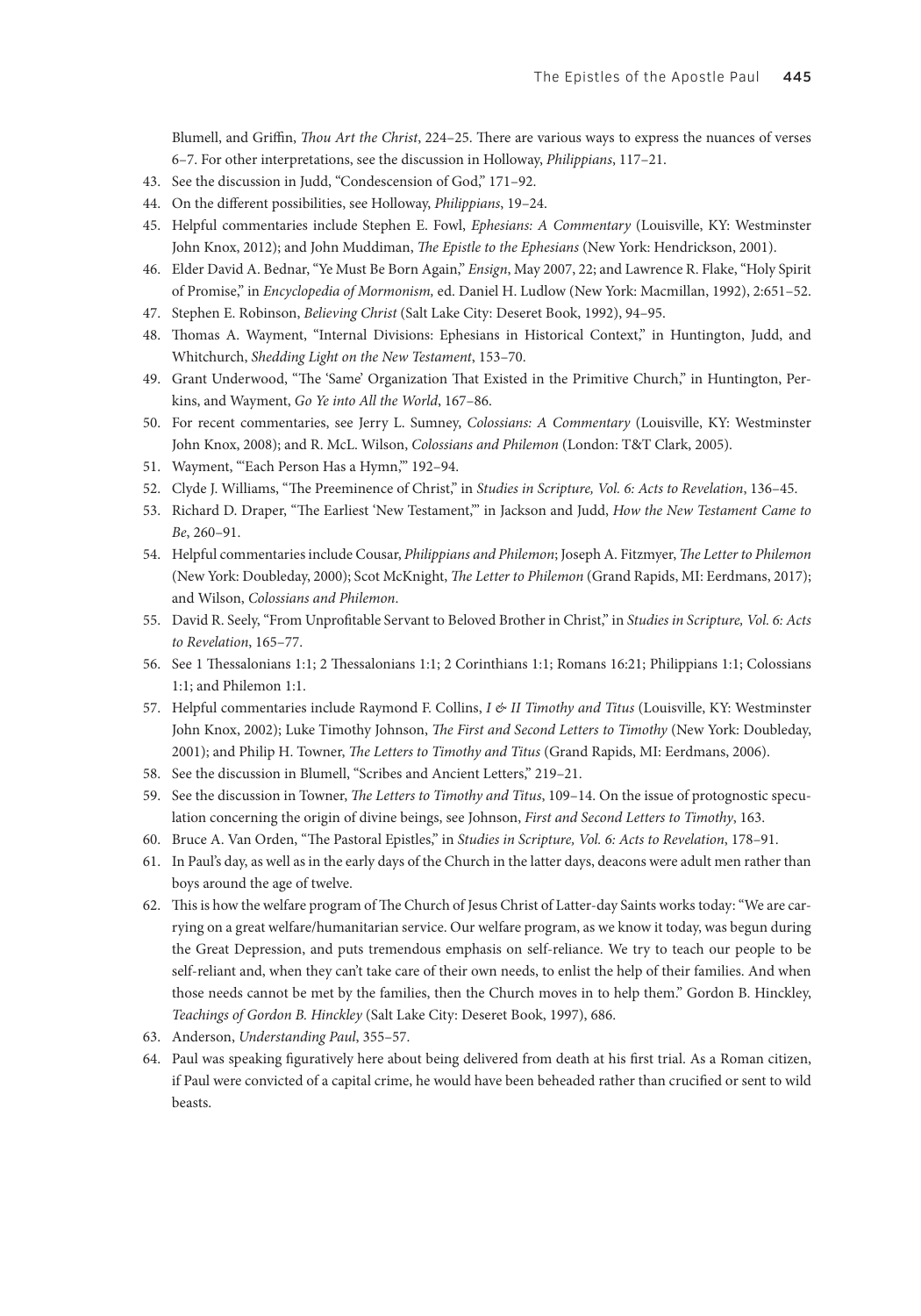Blumell, and Griffin, *Thou Art the Christ*, 224–25. There are various ways to express the nuances of verses 6–7. For other interpretations, see the discussion in Holloway, *Philippians*, 117–21.

43. See the discussion in Judd, "Condescension of God," 171–92.
44. On the different possibilities, see Holloway, *Philippians*, 19–24.
45. Helpful commentaries include Stephen E. Fowl, *Ephesians: A Commentary* (Louisville, KY: Westminster John Knox, 2012); and John Muddiman, *The Epistle to the Ephesians* (New York: Hendrickson, 2001).
46. Elder David A. Bednar, "Ye Must Be Born Again," *Ensign*, May 2007, 22; and Lawrence R. Flake, "Holy Spirit of Promise," in *Encyclopedia of Mormonism,* ed. Daniel H. Ludlow (New York: Macmillan, 1992), 2:651–52.
47. Stephen E. Robinson, *Believing Christ* (Salt Lake City: Deseret Book, 1992), 94–95.
48. Thomas A. Wayment, "Internal Divisions: Ephesians in Historical Context," in Huntington, Judd, and Whitchurch, *Shedding Light on the New Testament*, 153–70.
49. Grant Underwood, "The 'Same' Organization That Existed in the Primitive Church," in Huntington, Perkins, and Wayment, *Go Ye into All the World*, 167–86.
50. For recent commentaries, see Jerry L. Sumney, *Colossians: A Commentary* (Louisville, KY: Westminster John Knox, 2008); and R. McL. Wilson, *Colossians and Philemon* (London: T&T Clark, 2005).
51. Wayment, "'Each Person Has a Hymn,'" 192–94.
52. Clyde J. Williams, "The Preeminence of Christ," in *Studies in Scripture, Vol. 6: Acts to Revelation*, 136–45.
53. Richard D. Draper, "The Earliest 'New Testament,'" in Jackson and Judd, *How the New Testament Came to Be*, 260–91.
54. Helpful commentaries include Cousar, *Philippians and Philemon*; Joseph A. Fitzmyer, *The Letter to Philemon* (New York: Doubleday, 2000); Scot McKnight, *The Letter to Philemon* (Grand Rapids, MI: Eerdmans, 2017); and Wilson, *Colossians and Philemon*.
55. David R. Seely, "From Unprofitable Servant to Beloved Brother in Christ," in *Studies in Scripture, Vol. 6: Acts to Revelation*, 165–77.
56. See 1 Thessalonians 1:1; 2 Thessalonians 1:1; 2 Corinthians 1:1; Romans 16:21; Philippians 1:1; Colossians 1:1; and Philemon 1:1.
57. Helpful commentaries include Raymond F. Collins, *I & II Timothy and Titus* (Louisville, KY: Westminster John Knox, 2002); Luke Timothy Johnson, *The First and Second Letters to Timothy* (New York: Doubleday, 2001); and Philip H. Towner, *The Letters to Timothy and Titus* (Grand Rapids, MI: Eerdmans, 2006).
58. See the discussion in Blumell, "Scribes and Ancient Letters," 219–21.
59. See the discussion in Towner, *The Letters to Timothy and Titus*, 109–14. On the issue of protognostic speculation concerning the origin of divine beings, see Johnson, *First and Second Letters to Timothy*, 163.
60. Bruce A. Van Orden, "The Pastoral Epistles," in *Studies in Scripture, Vol. 6: Acts to Revelation*, 178–91.
61. In Paul's day, as well as in the early days of the Church in the latter days, deacons were adult men rather than boys around the age of twelve.
62. This is how the welfare program of The Church of Jesus Christ of Latter-day Saints works today: "We are carrying on a great welfare/humanitarian service. Our welfare program, as we know it today, was begun during the Great Depression, and puts tremendous emphasis on self-reliance. We try to teach our people to be self-reliant and, when they can't take care of their own needs, to enlist the help of their families. And when those needs cannot be met by the families, then the Church moves in to help them." Gordon B. Hinckley, *Teachings of Gordon B. Hinckley* (Salt Lake City: Deseret Book, 1997), 686.
63. Anderson, *Understanding Paul*, 355–57.
64. Paul was speaking figuratively here about being delivered from death at his first trial. As a Roman citizen, if Paul were convicted of a capital crime, he would have been beheaded rather than crucified or sent to wild beasts.